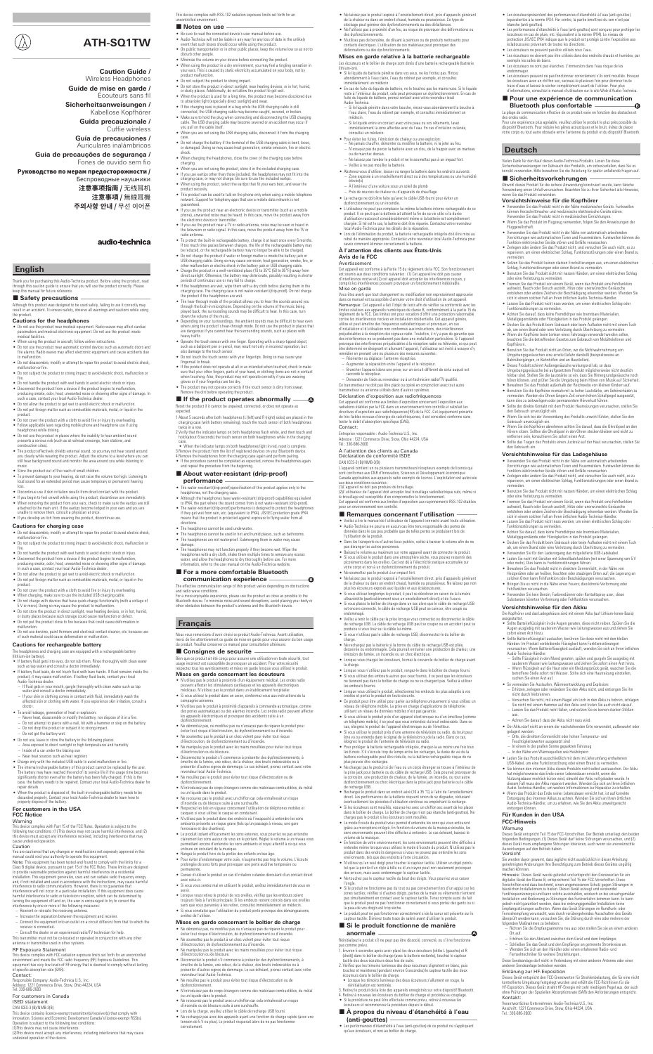# ATH-SQ1TW

**Caution Guide /** Wireless Headphones

**Guide de mise en garde /** Écouteurs sans fil

**Sicherheitsanweisungen /** Kabellose Kopfhörer

**Guida precauzionale /** Cuffie wireless

**Guía de precauciones /** Auriculares inalámbricos

**Guia de precauções de segurança /** Fones de ouvido sem fio

**Руководство по мерам предосторожности /** Беспроводные наушники

**注意事项指南 /** 无线耳机

**注意事項 /** 無線耳機

**주의사항 안내 /** 무선 이어폰

audio-technica

## English

Thank you for purchasing this Audio-Technica product. Before using the product, read through this caution guide to assure that you will use the product correctly. Please keep this manual for future reference.

### ■ Safety precautions

Although this product was designed to be used safely, failing to use it correctly may result in an accident. To ensure safety, observe all warnings and cautions while using the product.

#### Cautions for the headphones

- Do not use the product near medical equipment. Radio waves may affect cardiac pacemakers and medical electronic equipment. Do not use the product inside medical facilities.
- When using the product in an aircraft, follow airline instructions.
- Do not use the product near automatic control devices such as automatic doors and fire alarms. Radio waves may affect electronic equipment and cause accidents due to malfunction.
- Do not disassemble, modify or attempt to repair the product to avoid electric shock, malfunction or fire.
- Do not handle the product with wet hands to avoid electric shock or injury.
- Disconnect the product from a device if the product begins to malfunction, producing smoke, odor, heat, unwanted noise or showing other signs of damage. In such a case, contact your local Audio-Technica dealer.
- Do not allow the product to get wet to avoid electric shock or malfunction.
- Do not put foreign matter such as combustible materials, metal, or liquid in the product.
- Do not cover the product with a cloth to avoid fire or injury by overheating.
- Follow applicable laws regarding mobile phone and headphone use if using headphones while driving.
- Do not use the product in places where the inability to hear ambient sound presents a serious risk (such as at railroad crossings, train stations, and construction sites).
- The product effectively shields external sound, so you may not hear sound around you clearly while wearing the product. Adjust the volume to a level where you can still hear background sound and monitor the area around you while listening to music.
- Store the product out of the reach of small children.
- To prevent damage to your hearing, do not raise the volume too high. Listening to loud sound for an extended period may cause temporary or permanent hearing loss.
- Discontinue use if skin irritation results from direct contact with the product.
- If you begin to feel unwell while using the product, discontinue use immediately.
- When removing the product from your ears, check to make sure the eartips are still attached to the main unit. If the eartips become lodged in your ears and you are unable to remove them, consult a physician at once.
- If you develop an itch from wearing the product, discontinue use.

#### Cautions for charging case

- Do not disassemble, modify or attempt to repair the product to avoid electric shock, malfunction or fire.
- Do not subject the product to strong impact to avoid electric shock, malfunction or fire.
- Do not handle the product with wet hands to avoid electric shock or injury.
- Disconnect the product from a device if the product begins to malfunction, producing smoke, odor, heat, unwanted noise or showing other signs of damage. In such a case, contact your local Audio-Technica dealer.
- Do not allow the product to get wet to avoid electric shock or malfunction.
- Do not put foreign matter such as combustible materials, metal, or liquid in the product.
- Do not cover the product with a cloth to avoid fire or injury by overheating.
- When charging, make sure to use the included USB charging cable.
- Do not charge with devices that have quick-charge functionality (with a voltage of 5 V or more). Doing so may cause the product to malfunction.
- Do not store the product in direct sunlight, near heating devices, or in hot, humid, or dusty places because doing so could cause malfunction or defect.
- Do not put the product close to fire because that could cause deformation or malfunction.
- Do not use benzine, paint thinners and electrical contact cleaner, etc. because use of such material could cause deformation or malfunction.

#### Cautions for rechargeable battery

The headphones and charging case are equipped with a rechargeable battery (lithium-ion battery).

- If battery fluid gets into eyes, do not rub them. Rinse thoroughly with clean water such as tap water and consult a doctor immediately.
- If battery fluid leaks, do not touch fluid with bare hands. If fluid remains inside the product, it may cause malfunction. If battery fluid leaks, contact your local Audio-Technica dealer.
  - If fluid gets in your mouth, gargle thoroughly with clean water such as tap water and consult a doctor immediately.
  - If your skin or clothing comes in contact with fluid, immediately wash the affected skin or clothing with water. If you experience skin irritation, consult a doctor.
- To avoid leakage, generation of heat or explosion:
  - Never heat, disassemble or modify the battery, nor dispose of it in a fire.
  - Do not attempt to pierce with a nail, hit with a hammer or step on the battery.
  - Do not drop the product or subject it to strong impact.
  - Do not get the battery wet.
- Do not use, leave or store the battery in the following places:
  - Area exposed to direct sunlight or high temperatures and humidity
  - Inside of a car under the blazing sun
  - Near heat sources such as heat registers
- Charge only with the included USB cable to avoid malfunction or fire.
- The internal rechargeable battery of this product cannot be replaced by the user. The battery may have reached the end of its service life if the usage time becomes significantly shorter even after the battery has been fully charged. If this is the case, the battery needs to be repaired. Contact your local Audio-Technica dealer for repair details.
- When the product is disposed of, the built-in rechargeable battery needs to be discarded properly. Contact your local Audio-Technica dealer to learn how to properly dispose of the battery.

### For customers in the USA

#### FCC Notice

**Warning**

This device complies with Part 15 of the FCC Rules. Operation is subject to the following two conditions: (1) this device may not cause harmful interference, and (2) this device must accept any interference received, including interference that may cause undesired operation.

**Caution**

You are cautioned that any changes or modifications not expressly approved in this manual could void your authority to operate this equipment.

**Note:** This equipment has been tested and found to comply with the limits for a Class B digital device, pursuant to part 15 of the FCC Rules. These limits are designed to provide reasonable protection against harmful interference in a residential installation. This equipment generates, uses and can radiate radio frequency energy and, if not installed and used in accordance with the instructions, may cause harmful interference to radio communications. However, there is no guarantee that interference will not occur in a particular installation. If this equipment does cause harmful interference to radio or television reception, which can be determined by turning the equipment off and on, the user is encouraged to try to correct the interference by one or more of the following measures:

- Reorient or relocate the receiving antenna.
- Increase the separation between the equipment and receiver.
- Connect the equipment into an outlet on a circuit different from that to which the receiver is connected.
- Consult the dealer or an experienced radio/TV technician for help.

This transmitter must not be co-located or operated in conjunction with any other antenna or transmitter used in other systems.

**RF Exposure Statement**

This device complies with FCC radiation exposure limits set forth for an uncontrolled environment and meets the FCC radio frequency (RF) Exposure Guidelines. This equipment has very low levels of RF energy that is deemed to comply without testing of specific absorption rate (SAR).

Contact:
Responsible Company: Audio-Technica U.S., Inc.
Address: 1221 Commerce Drive, Stow, Ohio 44224, USA
Tel: 330-686-2600

### For customers in Canada

#### ISED statement

CAN ICES-3 (B)/NMB-3(B)

This device contains licence-exempt transmitter(s)/receiver(s) that comply with Innovation, Science and Economic Development Canada's licence-exempt RSS(s). Operation is subject to the following two conditions:
(1) This device may not cause interference.
(2) This device must accept any interference, including interference that may cause undesired operation of the device.

This device complies with RSS-102 radiation exposure limits set forth for an uncontrolled environment.

### ■ Notes on use

- Be sure to read the connected device's user manual before use.
- Audio-Technica will not be liable in any way for any loss of data in the unlikely event that such losses should occur while using the product.
- On public transportation or in other public places, keep the volume low so as not to disturb other people.
- Minimize the volume on your device before connecting the product.
- When using the product in a dry environment, you may feel a tingling sensation in your ears. This is caused by static electricity accumulated on your body, not by product malfunction.
- Do not subject the product to strong impact.
- Do not store the product in direct sunlight, near heating devices, or in hot, humid, or dusty places. Additionally, do not allow the product to get wet.
- When the product is used for a long time, the product may become discolored due to ultraviolet light (especially direct sunlight) and wear.
- If the charging case is placed in a bag while the USB charging cable is still connected, the USB charging cable may become caught, severed, or broken.
- Make sure to hold the plug when connecting and disconnecting the USB charging cable. The USB charging cable may become severed or an accident may occur if you pull on the cable itself.
- When you are not using the USB charging cable, disconnect it from the charging case.
- Do not charge the battery if the terminal of the USB charging cable is bent, loose, or damaged. Doing so may cause heat generation, smoke emission, fire or electric shock.
- When charging the headphones, close the cover of the charging case before charging.
- When you are not using the product, store it in the included charging case.
- If you use eartips other than those included, the headphones may not fit into the charging case, or may not charge. Be sure to use the included eartips.
- When using the product, keep the earphones from falling out of your ears and lost. The product is not guaranteed for loss.
- This product can be used to talk on the phone only when using a mobile phone network. Support for telephony apps that use a mobile data network is not guaranteed.
- If you use the product near an electronic device or transmitter (such as a mobile phone), unwanted noise may be heard. In this case, move the product away from the electronic device or transmitter.
- If you use the product near a TV or radio antenna, noise may be seen or heard in the television or radio signal. In this case, move the product away from the TV or radio antenna.
- To protect the built-in rechargeable battery, charge it at least once every 6 months. If too much time passes between charges, the life of the rechargeable battery may be reduced, or the rechargeable battery may no longer be able to be charged.
- Do not charge the product if water or foreign matter is inside the battery jack or USB charging cable. Doing so may cause corrosion, heat generation, smoke, fire, or the malfunction or electric shock in the battery jack or USB charging cable.
- Charge the product in a well-ventilated place (10 °C to 35 °C (50 to 95 °F)) away from direct sunlight. Otherwise, the battery may deteriorate, possibly resulting in shorter periods of continuous use or may fail to charge.
- If the headphones are wet, wipe them with a dry cloth before placing them in the charging case. The charging case is not water-resistant (drip-proof). Do not charge the product if the headphones are wet.
- The hear-through mode of this product allows you to hear the sounds around you through the built-in microphone. Depending on the volume of the music being played back, the surrounding sounds may be difficult to hear. In this case, turn down the volume of the music.
- Depending on your surroundings, the ambient sounds may be difficult to hear even when using the product's hear-through mode. Do not use the product in places that are dangerous if you cannot hear the surrounding sounds, such as places with heavy traffic.
- Operate the touch sensor with one finger. Operating with a sharp-tipped object, such as a ballpoint pen or pencil, may result not only in incorrect operation, but also damage to the touch sensor.
- Do not touch the touch sensor with your fingertips. Doing this may cause your fingernail to break.
- If the product does not operate at all or as intended when touched, check to make sure that your other fingers, parts of your hand, or clothing items are not in contact when touching. Also, the product may not operate correctly if you are wearing gloves or if your fingertips are too dry.
- The product may not operate correctly if the touch sensor is dirty from sweat. Remove this dirt before operating the product.

### ■ If the product operates abnormally —— Ⓐ

Reset the product if it cannot be unpaired, connected, or does not operate as expected.

1 About 5 seconds after both headphones (L (left) and R (right) sides) are placed in the charging case (with battery remaining), touch the touch sensor of both headphones twice in a row.
2 Verify that the indicator lamps on both headphones flash white, and then touch and hold (about 6 seconds) the touch sensor on both headphones while in the charging case.
- When the indicator lamps on both headphones light in red, reset is complete.
3 Remove the product from the list of registered devices on your Bluetooth device.
4 Reconnect the headphones from the charging case again and re-pairing.
- If the procedure cannot be completed as expected, remove the headphones again and repeat the procedure from the beginning.

### ■ About water-resistant (drip-proof) performance

- The water-resistant (drip-proof) specification of this product applies only to the headphones, not the charging case.
- Although the headphones have water-resistant (drip-proof) capabilities equivalent to IPX4, the part where the sound comes from is not water-resistant (drip-proof).
- The water-resistant (drip-proof) performance is designed to protect the headphones if they get wet from rain, etc. (equivalent to IPX4). JIS/IEC protection grade IPX4 means that the product is protected against exposure to flying water from all directions.
- The headphones cannot be used underwater.
- The headphones cannot be used in hot and humid places, such as bathrooms.
- The headphones are not waterproof. Submerging them in water may cause damage.
- The headphones may not function properly if they become wet. Wipe the headphones with a dry cloth, shake them multiple times to remove any excess water, and allow them to dry thoroughly before use. For more information, refer to the user manual on the Audio-Technica website.

### ■ For a more comfortable Bluetooth communication experience —— Ⓑ

The effective communication range of this product varies depending on obstructions and radio wave conditions.
For a more enjoyable experience, please use the product as close as possible to the Bluetooth device. To minimize noise and sound disruptions, avoid placing your body or other obstacles between the product's antenna and the Bluetooth device.

## Français

Nous vous remercions d'avoir choisi ce produit Audio-Technica. Avant utilisation, merci de lire attentivement ce guide de mise en garde pour vous assurer du bon usage du produit. Veuillez conserver ce manuel pour consultation ultérieure.

### ■ Consignes de sécurité

Bien que ce produit ait été conçu pour assurer une utilisation en toute sécurité, tout usage incorrect est susceptible de provoquer un accident. Pour votre sécurité, respectez tous les avertissements et mises en garde lorsque vous utilisez le produit.

#### Mises en garde concernant les écouteurs

- N'utilisez pas le produit à proximité d'un équipement médical. Les ondes radio peuvent affecter les stimulateurs cardiaques et les appareils électroniques médicaux. N'utilisez pas le produit dans un établissement hospitalier.
- Si vous utilisez le produit dans un avion, conformez-vous aux instructions de la compagnie aérienne.
- N'utilisez pas le produit à proximité d'appareils à commande automatique, comme des portes automatiques ou des alarmes incendie. Les ondes radio peuvent affecter les appareils électroniques et provoquer des accidents suite à un dysfonctionnement.
- Ne démontez pas, ne modifiez pas ou n'essayez pas de réparer le produit pour éviter tout risque d'électrocution, de dysfonctionnement ou d'incendie.
- Ne manipulez pas le produit avec les mains mouillées pour éviter tout risque d'électrocution ou de blessure.
- Déconnectez le produit s'il commence à présenter des dysfonctionnements, à dégager de la fumée, une odeur, de la chaleur, des bruits indésirables ou à présenter d'autres signes de dommages. Le cas échéant, prenez contact avec votre revendeur local Audio-Technica.
- Ne mouillez pas le produit pour éviter tout risque d'électrocution ou de dysfonctionnement.
- N'introduisez pas de corps étrangers comme des matériaux combustibles, du métal ou un liquide dans le produit.
- Ne recouvrez pas le produit avec un chiffon car cela entraînerait un risque d'incendie ou de blessure suite à une surchauffe.
- Respectez les lois en vigueur concernant l'utilisation de téléphones mobiles et casques si vous utilisez le casque en conduisant.
- N'utilisez pas le produit dans des endroits où l'incapacité à entendre les sons ambiants présente un risque grave (tels qu'un passage à niveau, une gare ferroviaire et des chantiers de construction).
- Le produit isolant efficacement les sons externes, vous pourriez ne pas entendre clairement les sons autour de vous en le portant. Réglez le volume à un niveau vous permettant encore d'entendre les sons ambiants et soyez attentif à ce qui vous entoure en écoutant de la musique.
- Rangez le produit hors de la portée des enfants en bas âge.
- Pour éviter d'endommager votre ouïe, n'augmentez pas trop le volume. L'écoute prolongée de sons forts peut provoquer une perte auditive temporaire ou permanente.
- Cessez d'utiliser le produit en cas d'irritation cutanée résultant d'un contact direct avec celui-ci.
- Si vous vous sentez mal en utilisant le produit, arrêtez immédiatement de vous servir.
- Lorsque vous retirez le produit de vos oreilles, vérifiez que les embouts soient toujours bien fixés à l'unité principale. Si les embouts restent coincés dans vos oreilles sans que vous parveniez à les retirer, consultez immédiatement un médecin.
- Si vous constatez que l'utilisation du produit porte provoque des démangeaisons, arrêtez de l'utiliser.

#### Mises en garde concernant le boîtier de charge

- Ne démontez pas, ne modifiez pas ou n'essayez pas de réparer le produit pour éviter tout risque d'électrocution, de dysfonctionnement ou d'incendie.
- Ne soumettez pas le produit à un choc violent pour éviter tout risque d'électrocution, de dysfonctionnement ou d'incendie.
- Ne manipulez pas le produit avec les mains mouillées pour éviter tout risque d'électrocution ou de blessure.
- Déconnectez le produit s'il commence à présenter des dysfonctionnements, à dégager de la fumée, une odeur, de la chaleur, des bruits indésirables ou à présenter d'autres signes de dommages. Le cas échéant, prenez contact avec votre revendeur local Audio-Technica.
- Ne mouillez pas le produit pour éviter tout risque d'électrocution ou de dysfonctionnement.
- N'introduisez pas de corps étrangers comme des matériaux combustibles, du métal ou un liquide dans le produit.
- Ne recouvrez pas le produit avec un chiffon car cela entraînerait un risque d'incendie ou de blessure suite à une surchauffe.
- Lors de la charge, veillez à utiliser le câble de recharge USB fourni.
- Ne rechargez pas avec des appareils ayant une fonction de charge rapide (avec une tension de 5 V ou plus). Le produit risquerait alors de ne pas fonctionner correctement.
- Ne laissez pas le produit exposé à l'ensoleillement direct, près d'appareils générant de la chaleur ou dans un endroit chaud, humide ou poussiéreux. Ce type de stockage peut générer des dysfonctionnements ou des défaillances.
- Ne l'utilisez pas à proximité d'un feu, au risque de provoquer des déformations ou des dysfonctionnements.
- N'utilisez pas de benzène, de diluant à peinture ou de produits nettoyants pour contacts électriques. L'utilisation de ces matériaux peut provoquer des déformations ou des dysfonctionnements.

#### Mises en garde relative à la batterie rechargeable

Les écouteurs et le boîtier de charge sont dotés d'une batterie rechargeable (batterie lithium-ion).

- Si le liquide de batterie pénètre dans vos yeux, ne les frottez pas. Rincez abondamment à l'eau claire, l'eau du robinet par exemple, et consultez immédiatement un médecin.
- En cas de fuite du liquide de batterie, ne le touchez pas les mains nues. Si le liquide reste à l'intérieur du produit, cela peut provoquer un dysfonctionnement. En cas de fuite du liquide de batterie, prenez contact avec votre revendeur local Audio-Technica.
  - Si le liquide pénètre dans votre bouche, rincez-vous abondamment la bouche à l'eau claire, l'eau du robinet par exemple, et consultez immédiatement un médecin.
  - Si le liquide entre en contact avec votre peau ou vos vêtements, lavez immédiatement la zone affectée avec de l'eau. En cas d'irritation cutanée, consultez un médecin.
- Pour éviter les fuites, l'émission de chaleur ou une explosion :
  - Ne jamais chauffer, démonter ou modifier la batterie, ni la jeter au feu.
  - N'essayez pas de percer la batterie avec un clou, de la frapper avec un marteau ou de marcher dessus.
  - Ne laissez pas tomber le produit et ne le soumettez pas à un impact fort.
  - Veillez à ne pas mouiller la batterie.
- Abstenez-vous d'utiliser, laisser ou ranger la batterie dans les endroits suivants :
  - Zone exposée à un ensoleillement direct ou à des températures ou une humidité élevée(s)
  - À l'intérieur d'une voiture sous un soleil de plomb
  - Près de sources de chaleur ou d'appareils de chauffage
- La recharge ne doit être faite qu'avec le câble USB fourni pour éviter un dysfonctionnement ou un incendie.
- L'utilisateur ne peut pas remplacer la batterie rechargeable interne de ce produit. Il se peut que la batterie ait atteint la fin de sa vie utile si la durée d'utilisation raccourcit considérablement même si la batterie est complètement chargée. Si tel est le cas, la batterie doit être réparée. Contactez votre revendeur local Audio-Technica pour les détails de la réparation.
- Lors de l'élimination du produit, la batterie rechargeable intégrée doit être mise au rebut de manière appropriée. Contactez votre revendeur local Audio-Technica pour savoir comment éliminer correctement la batterie.

### À l'attention des clients aux États-Unis

#### Avis de la FCC

**Avertissement**

Cet appareil est conforme à la Partie 15 du règlement de la FCC. Son fonctionnement est soumis aux deux conditions suivantes : (1) Cet appareil ne doit pas causer d'interférences nocives et (2) cet appareil doit accepter les interférences reçues, y compris les interférences pouvant provoquer un fonctionnement indésirable.

**Mise en garde**

Vous êtes averti que tout changement ou modification non expressément approuvés dans ce manuel est susceptible d'annuler votre droit d'utilisation de cet appareil.

**Remarque :** Cet appareil a été testé et jugé conforme aux limites des appareils numériques de classe B, conformément à la partie 15 du règlement de la FCC. Ces limites ont pour vocation d'offrir une protection raisonnable contre les interférences nocives en installation résidentielle. Cet appareil génère, utilise et peut émettre des fréquences radioélectriques et provoquer, en cas d'installation et d'utilisation non conformes aux instructions, des interférences préjudiciables à la réception des signaux radio. Toutefois, il n'y a pas de garantie que des interférences ne se produiront pas dans une installation particulière. Si l'appareil provoque des interférences préjudiciables à la réception radio ou télévisée, ce qui peut être déterminé en éteignant et allumant l'appareil, l'utilisateur est invité à essayer d'y remédier en prenant une ou plusieurs des mesures suivantes :

- Réorienter ou déplacer l'antenne réceptrice.
- Augmenter la séparation entre l'appareil et le récepteur.
- Brancher l'appareil dans une prise, sur un circuit différent de celui auquel est raccordé le récepteur.
- Demander de l'aide au revendeur ou à un technicien radio/TV qualifié.

Ce transmetteur ne doit pas être placé ou opéré en conjonction avec tout autre transmetteur ou antenne utilisés dans d'autres systèmes.

**Déclaration d'exposition aux radiofréquences**

Cet appareil est conforme aux limites d'exposition concernant l'exposition aux radiations établies par la FCC dans un environnement non contrôlé et satisfait les directives d'exposition aux radiofréquences (RF) de la FCC. Cet équipement présente de très faibles niveaux d'énergie de radiofréquences, il est considéré conforme sans tester le débit d'absorption spécifique (DAS).

Contact :
Entreprise responsable : Audio-Technica U.S., Inc.
Adresse : 1221 Commerce Drive, Stow, Ohio 44224, USA
Tél : 330-686-2600

### À l'attention des clients au Canada

#### Déclaration de conformité ISDE

CAN ICES-3 (B)/NMB-3(B)

L'émetteur/récepteur exempt de licence contenu dans le présent appareil est conforme aux CNR d'Innovation, Sciences et Développement économique Canada applicables aux appareils radio exempts de licence. L'exploitation est autorisée aux deux conditions suivantes :
(1) L'appareil ne doit pas produire de brouillage.
(2) L'utilisateur de l'appareil doit accepter tout brouillage radioélectrique subi, même si le brouillage est susceptible d'en compromettre le fonctionnement.

Cet appareil est conforme aux limites d'exposition aux rayonnements RSS-102 établies pour un environnement non contrôlé.

### ■ Remarques concernant l'utilisation

- Veillez à lire le manuel de l'utilisateur de l'appareil connecté avant toute utilisation.
- Audio-Technica ne pourra en aucun cas être tenu responsable des pertes de données dans le cas peu probable que de telles pertes se produisent lors de l'utilisation du produit.
- Dans les transports ou d'autres lieux publics, veillez à baisser le volume afin de ne pas déranger les autres personnes.
- Baissez le volume au maximum sur votre appareil avant de connecter le produit.
- Si vous utilisez le produit dans une atmosphère sèche, vous pouvez ressentir des picotements dans les oreilles. Ceci est dû à l'électricité statique accumulée sur votre corps et non à un dysfonctionnement du produit.
- Ne soumettez pas le produit à un impact fort.
- Ne laissez pas le produit exposé à l'ensoleillement direct, près d'appareils générant de la chaleur ou dans un endroit chaud, humide ou poussiéreux. Ne laissez pas non plus le produit être mouillé.
- Si vous utilisez longtemps le produit, il peut se décolorer en raison de la lumière ultraviolette (particulièrement sous un ensoleillement direct) et de l'usure.
- Si vous placez le boîtier de charge dans un sac alors que le câble de recharge USB est encore connecté, le câble de recharge USB peut se coincer, être coupé ou endommagé.
- Veillez à tenir le câble par la prise lorsque vous connectez ou déconnectez le câble de recharge USB. Le câble de recharge USB peut se couper ou un accident peut se produire si vous tirez sur le câble lui-même.
- Si vous n'utilisez pas le câble de recharge USB, déconnectez-le du boîtier de charge.
- Ne rechargez pas la batterie si la borne du câble de recharge USB est pliée, desserrée ou endommagée. Cela pourrait entraîner une production de chaleur, une émission de fumée, un incendie ou un choc électrique.
- Lorsque vous chargez les écouteurs, fermez le couvercle du boîtier de charge avant la charge.
- Lorsque vous n'utilisez pas le produit, rangez-le dans le boîtier de charge fourni.
- Si vous utilisez des embouts autres que ceux fournis, il se peut que les écouteurs ne tiennent pas dans le boîtier de charge ou ne se chargent pas. Veillez à utiliser les embouts fournis.
- Lorsque vous utilisez le produit, sélectionnez les embouts les plus adaptés à vos oreilles et portez le produit en toute sécurité.
- Ce produit peut être utilisé pour parler au téléphone uniquement si vous utilisez un réseau de téléphonie mobile. La prise en charge d'applications de téléphonie utilisant un réseau de données mobiles n'est pas garantie.
- Si vous utilisez le produit près d'un appareil électronique ou d'un émetteur (comme un téléphone mobile), il se peut que vous entendiez du bruit indésirable. Dans ce cas, éloignez le produit de l'appareil électronique ou de l'émetteur.
- Si vous utilisez le produit près d'une antenne de télévision ou radio, du bruit peut être vu ou entendu dans le signal de la télévision ou de la radio. Dans ce cas, éloignez le produit de l'antenne de télévision ou radio.
- Pour protéger la batterie rechargeable intégrée, chargez-la au moins une fois tous les 6 mois. S'il s'écoule trop de temps entre les recharges, la durée de vie de la batterie rechargeable peut être réduite, ou la batterie rechargeable risque de ne plus pouvoir être rechargée.
- Ne chargez pas le produit si de l'eau ou un corps étranger se trouve à l'intérieur de la prise jack pour batterie ou du câble de recharge USB. Cela pourrait provoquer de la corrosion, une production de chaleur, de la fumée, un incendie, ou causer un dysfonctionnement ou des décharges dans la prise jack pour batterie ou le câble de recharge USB.
- Rechargez le produit dans un endroit bien ventilé (10 à 35 °C) à l'abri de l'ensoleillement direct. Les performances de la batterie risquent sinon de se dégrader, induisant éventuellement les périodes d'utilisation continue ou empêchant la recharge.
- Si les écouteurs sont mouillés, essuyez-les avec un chiffon sec avant de les placer dans le boîtier de charge. Le boîtier de charge n'est pas étanche (anti-gouttes). Ne chargez pas le produit si les écouteurs sont mouillés.
- Le mode écoute du produit vous permet d'entendre les sons qui vous entourent grâce au microphone intégré. En fonction du volume de la musique écoutée, les sons environnants peuvent être difficiles à entendre. Le cas échéant, baissez le volume de la musique.
- En fonction de votre environnement, les sons environnants peuvent être difficiles à entendre même lorsque vous utilisez le mode écoute du produit. N'utilisez pas le produit dans des endroits dangereux si vous ne pouvez pas entendre les sons environnants, tels que des endroits à forte circulation.
- N'utilisez qu'un seul doigt pour toucher le capteur tactile. Utiliser un objet pointu tel qu'un stylo ou un crayon peut non seulement provoquer des erreurs, mais aussi endommager le capteur tactile.
- Ne touchez pas le capteur tactile du bout des doigts. Vous pourriez vous casser l'ongle.
- Si le produit ne fonctionne pas du tout ou pas correctement lors d'un appui sur les zones tactiles, vérifiez si d'autres doigts, parties de la main ou vêtements n'entrent pas involontairement en contact avec le capteur tactile. Il est aussi possible que le produit ne fonctionne pas correctement si vous portez des gants ou si la peau de vos doigts est trop sèche.
- Le produit peut ne pas fonctionner correctement si le capteur tactile est sali par la transpiration. Éliminez toute trace de saleté avant d'utiliser le produit.

### ■ Si le produit fonctionne de manière anormale —— Ⓐ

Réinitialisez le produit s'il ne peut pas être dissocié, connecté, ou s'il ne fonctionne pas comme prévu.

1. Environ 5 secondes après avoir placé les deux écouteurs (côtés L (gauche) et R (droit)) dans le boîtier de charge (avec la batterie restante), touchez le capteur tactile des deux écouteurs deux fois de suite.
2. Vérifiez que les témoins lumineux des deux écouteurs clignotent en blanc, puis touchez et maintenez (environ 6 secondes) le capteur tactile des deux écouteurs dans le boîtier de charge.
   - Lorsque les témoins lumineux des deux écouteurs s'allument en rouge, la réinitialisation est terminée.
3. Retirez le produit de la liste des appareils enregistrés sur votre appareil Bluetooth.
4. Retirez à nouveau les écouteurs du boîtier de charge et procédez au couplage.
   - Si la procédure ne peut être effectuée comme prévu, retirez à nouveau les écouteurs et recommencez la procédure depuis le début.

### ■ À propos du niveau d'étanchéité à l'eau (anti-gouttes)

- Les performances d'étanchéité à l'eau (anti-gouttes) de ce produit ne s'appliquent qu'aux écouteurs, et non au boîtier de charge.
- Les écouteurs présentent des performances d'étanchéité à l'eau (anti-gouttes) équivalentes à la norme IPX4. Par contre, la partie émettrice du son n'est pas étanche (anti-gouttes).
- Les performances d'étanchéité à l'eau (anti-gouttes) sont conçues pour protéger les écouteurs en cas de pluie, etc. (équivalent à la norme IPX4). Le niveau de protection JIS/IEC IPX4 indique que le produit est protégé contre l'exposition aux éclaboussures provenant de toutes les directions.
- Les écouteurs ne peuvent pas être utilisés sous l'eau.
- Les écouteurs ne doivent pas être utilisés dans des endroits chauds et humides, par exemple les salles de bains.
- Les écouteurs ne sont pas étanches. L'immersion dans l'eau risque de les endommager.
- Les écouteurs peuvent ne pas fonctionner correctement s'ils sont mouillés. Essuyez les écouteurs avec un chiffon sec, secouez-les plusieurs fois pour éliminer toute trace d'eau et laissez-les sécher complètement avant de l'utiliser. Pour plus d'informations, consultez le manuel d'utilisation sur le site Web d'Audio-Technica.

### ■ Pour une expérience de communication Bluetooth plus confortable —— Ⓑ

La plage de communication effective de ce produit varie en fonction des obstacles et des ondes radio.
Pour une expérience plus agréable, veuillez utiliser le produit le plus près possible du dispositif Bluetooth. Pour réduire les pertes acoustiques et le bruit, évitez de placer votre corps ou tout autre obstacle entre l'antenne du produit et du dispositif Bluetooth.

## Deutsch

Vielen Dank für den Kauf dieses Audio-Technica-Produkts. Lesen Sie diese Sicherheitsanweisungen vor Gebrauch des Produkts, um sicherzustellen, dass Sie es korrekt verwenden. Bitte bewahren Sie die Anleitung für späteres Nachschlagen auf.

### ■ Sicherheitsvorkehrungen

Obwohl dieses Produkt für die sichere Anwendung konstruiert wurde, kann falsche Verwendung einen Unfall verursachen. Beachten Sie zu Ihrer Sicherheit alle Hinweise, wenn Sie das Produkt verwenden.

#### Vorsichtshinweise für die Kopfhörer

- Verwenden Sie das Produkt nicht in der Nähe medizinischer Geräte. Funkwellen können Herzschrittmacher und medizinische elektronische Geräte stören. Verwenden Sie das Produkt nicht in medizinischen Einrichtungen.
- Wenn Sie das Produkt im Flugzeug verwenden, folgen Sie den Anweisungen der Fluggesellschaft.
- Verwenden Sie das Produkt nicht in der Nähe von automatisch arbeitenden Vorrichtungen wie automatischen Türen und Feuermeldern. Funkwellen können die Funktion elektronischer Geräte stören und Unfälle verursachen.
- Zerlegen oder ändern Sie das Produkt nicht, und versuchen Sie auch nicht, es zu reparieren, um einen elektrischen Schlag, Funktionsstörungen oder einen Brand zu vermeiden.
- Setzen Sie das Produkt keinen starken Erschütterungen aus, um einen elektrischen Schlag, Funktionsstörungen oder einen Brand zu vermeiden.
- Berühren Sie das Produkt nicht mit nassen Händen, um einen elektrischen Schlag oder eine Verletzung zu vermeiden.
- Trennen Sie das Produkt von einem Gerät, wenn das Produkt eine Fehlfunktion aufweist, Rauch oder Geruch austritt, Hitze oder unerwünschte Geräusche entstehen oder andere Zeichen der Beschädigung erkennbar werden. Wenden Sie sich in einem solchen Fall an Ihren örtlichen Audio-Technica-Händler.
- Lassen Sie das Produkt nicht nass werden, um einen elektrischen Schlag oder Funktionsstörungen zu vermeiden.
- Achten Sie darauf, dass keine Fremdkörper wie brennbare Materialien, Metallgegenstände oder Flüssigkeiten in das Produkt gelangen.
- Decken Sie das Produkt beim Gebrauch oder beim Aufladen nicht mit einem Tuch ab, um einen Brand oder eine Verletzung durch Überhitzung zu vermeiden.
- Wenn Sie die Kopfhörer beim Lenken eines Fahrzeugs verwenden wollen, beachten Sie die betreffenden Gesetze zum Gebrauch von Mobiltelefonen und Kopfhörern.
- Benutzen Sie das Produkt nicht an Orten, wo die Nichtwahrnehmung von Umgebungsgeräuschen eine ernste Gefahr darstellt (beispielsweise an Bahnübergängen, in Bahnhöfen und an Baustellen).
- Dieses Produkt schirmt Außengeräusche wirkungsvoll ab, so dass Umgebungsgeräusche bei aufgesetztem Produkt möglicherweise nicht deutlich hörbar sind. Stellen Sie die Lautstärke so ein, dass Sie Hintergrundgeräusche noch hören können, und prüfen Sie die Umgebung beim Hören von Musik auf Sicherheit.
- Bewahren Sie das Produkt außerhalb der Reichweite von kleinen Kindern auf.
- Benutzen Sie die Kopfhörer niemals mit zu hoher Lautstärke, um Gehörschäden zu vermeiden. Wenden Sie Ihrem längere Zeit lauter Musik oder anderem hohen Schallpegel ausgesetzt, kann dies zu vorübergehendem oder permanentem Hörverlust führen.
- Sollte der direkte Kontakt mit dem Produkt Hautreizungen verursachen, stellen Sie den Gebrauch unverzüglich ein.
- Wenn Sie sich bei der Verwendung des Produkts unwohl fühlen, stellen Sie den Gebrauch sofort ein.
- Wenn Sie die Kopfhörer abnehmen achten Sie darauf, dass die Ohrstöpsel an den Ohren bleiben. Sollten die Ohrstöpsel in den Ohren stecken bleiben und nicht zu entfernen sein, konsultieren Sie sofort einen Arzt.
- Sollte das Tragen des Produkts einen Juckreiz auf der Haut auslösen, stellen Sie den Gebrauch ein.

#### Vorsichtshinweise für das Ladegehäuse

- Verwenden Sie das Produkt nicht in der Nähe von automatisch arbeitenden Vorrichtungen wie automatischen Türen und Feuermeldern. Funkwellen können die Funktion elektronischer Geräte stören und Unfälle verursachen.
- Zerlegen oder ändern Sie das Produkt nicht, und versuchen Sie auch nicht, es zu reparieren, um einen elektrischen Schlag, Funktionsstörungen oder einen Brand zu vermeiden.
- Berühren Sie das Produkt nicht mit nassen Händen, um einen elektrischen Schlag oder eine Verletzung zu vermeiden.
- Trennen Sie das Produkt von einem Gerät, wenn das Produkt eine Fehlfunktion aufweist, Rauch oder Geruch austritt, Hitze oder unerwünschte Geräusche entstehen oder andere Zeichen der Beschädigung erkennbar werden. Wenden Sie sich in einem solchen Fall an Ihren örtlichen Audio-Technica-Händler.
- Lassen Sie das Produkt nicht nass werden, um einen elektrischen Schlag oder Funktionsstörungen zu vermeiden.
- Achten Sie darauf, dass keine Fremdkörper wie brennbare Materialien, Metallgegenstände oder Flüssigkeiten in das Produkt gelangen.
- Decken Sie das Produkt beim Gebrauch oder beim Aufladen nicht mit einem Tuch ab, um einen Brand oder eine Verletzung durch Überhitzung zu vermeiden.
- Verwenden Sie für den Ladevorgang das mitgelieferte USB-Ladekabel.
- Laden Sie nicht mit Geräten mit Schnellladefunktion (mit einer Spannung von 5 V oder mehr). Dies kann zu Funktionsstörungen des Produkts führen.
- Bewahren Sie das Produkt nicht in direktem Sonnenlicht, in der Nähe von Heizgeräten oder an heißen, feuchten oder staubigen Orten auf, da Lagerung an solchen Orten Funktionsstörungen oder Beschädigungen verursachen kann.
- Bringen Sie es nicht in die Nähe eines Feuers; dies könnte Verformung oder Fehlfunktion verursachen.
- Verwenden Sie keine Benzin, Farbverdünner oder Kontaktspray usw.; diese Substanzen können Verformung oder Fehlfunktionen verursachen.

#### Vorsichtshinweise für den Akku

Die Kopfhörer und das Ladegehäuse sind mit einem Akku (Lithium-Ionen-Akku) ausgestattet.

- Sollte Batterieflüssigkeit in die Augen gelangen, diese nicht reiben. Spülen Sie die Augen gründlich mit sauberem Wasser wie Leitungswasser aus und gehen Sie sofort einen Arzt hinzu.
- Sollte Batterieflüssigkeit auslaufen, berühren Sie diese nicht mit den bloßen Händen. Ihr Produkt verbleibende Flüssigkeit kann Funktionsstörungen verursachen. Wenn Batterieflüssigkeit ausläuft, wenden Sie sich an Ihren örtlichen Audio-Technica-Händler.
  - Sollte Flüssigkeit in den Mund gelangen, spülen und gurgeln Sie ausgiebig mit sauberem Wasser wie Leitungswasser und ziehen Sie sofort einen Arzt hinzu.
  - Wenn Flüssigkeit auf die Haut oder an Kleidungsstücke gerät, waschen Sie die betreffenden Stellen sofort mit Wasser. Sollte sich eine Hautreizung einstellen, suchen Sie einen Arzt auf.
- So vermeiden Sie Auslaufen, Wärmeentwicklung und Explosion:
  - Erhitzen, zerlegen oder verändern Sie den Akku nicht, und entsorgen Sie ihn nicht im Feuer.
  - Versuchen Sie nicht, mit einem Nagel ein Loch in den Akku zu bohren, schlagen Sie nicht mit einem Hammer auf den Akku und treten Sie auch nicht darauf.
  - Lassen Sie das Produkt nicht fallen, und setzen Sie es keinen starken Stößen aus.
  - Achten Sie darauf, dass der Akku nicht nass wird.
- Der Akku darf nicht an einem der nachstehenden Orte verwendet, aufbewahrt oder gelagert werden:
  - Orte, die direktem Sonnenlicht oder hohen Temperatur- und Feuchtigkeitswerten ausgesetzt sind
  - Im Inneren in der prallen Sonne geparkten Fahrzeugs
  - In der Nähe von Wärmequellen wie Heizkörpern
- Laden Sie das Produkt ausschließlich mit dem im Lieferumfang enthaltenen USB-Kabel, um eine Funktionsstörung oder einen Brand zu vermeiden.
- Sie können den internen Akku dieses Produkts nicht selbst austauschen. Der Akku hat möglicherweise das Ende seiner Lebensdauer erreicht, wenn die Nutzungsdauer merklich kürzer wird, obwohl der Akku voll geladen wurde. In diesem Fall muss der Akku repariert werden. Wenden Sie sich an Ihren örtlichen Audio-Technica-Händler, um weitere Informationen zur Reparatur zu erhalten.
- Wenn das Produkt zum Ende seiner Lebensdauer entsorgt wird, ist auf korrekte Entsorgung des internen Akkus zu achten. Wenden Sie sich an Ihren örtlichen Audio-Technica-Händler, um zu erfahren, wie Sie den Akku umweltgerecht entsorgen können.

### Für Kunden in den USA

#### FCC-Hinweis

**Warnung**

Dieses Gerät entspricht Teil 15 der FCC-Vorschriften. Der Betrieb unterliegt den beiden folgenden Bedingungen: (1) Dieses Gerät darf keine Störungen verursachen, und (2) dieses Gerät muss empfangene Störungen tolerieren, auch wenn sie unerwünschte Auswirkungen auf den Betrieb haben.

**Vorsicht**

Sie werden davor gewarnt, dass jegliche nicht ausdrücklich in dieser Anleitung genehmigten Änderungen Ihre Berechtigung zum Betrieb dieses Geräts ungültig machen könnten.

**Hinweis:** Dieses Gerät wurde getestet und entspricht den Grenzwerten für ein digitales Gerät der Klasse B, entsprechend Teil 15 der FCC-Vorschriften. Diese Vorschriften sind dazu bestimmt, einen angemessenen Schutz gegen Störungen in häuslichen Installationen zu bieten. Dieses Gerät erzeugt und verwendet Funkfrequenzenergie und kann solche ausstrahlen, wodurch es bei unsachgemäßer Installation und Bedienung zu Störungen des Funkverkehrs kommen kann. Es kann jedoch nicht garantiert werden, dass bei ordnungsgemäßer Installation keine Empfangsstörungen auftreten. Wenn das Gerät Störungen im Rundfunk- oder Fernsehempfang verursacht, was durch vorübergehendes Ausschalten des Geräts überprüft werden kann, versuchen Sie, die Störung durch eine oder mehrere der folgenden Maßnahmen zu beheben:

- Richten Sie die Empfangsantenne neu aus oder stellen Sie sie an einem anderen Ort auf.
- Erhöhen Sie den Abstand zwischen dem Gerät und dem Empfänger.
- Schließen Sie das Gerät und den Empfänger an getrennte Stromkreise an.
- Wenden Sie sich an den Händler oder einen erfahrenen Radio- und Fernsehtechniker für weitere Empfehlungen.

Diese Sendeanlage darf nicht in Verbindung mit einer anderen Antenne oder einer anderen Sendeanlage betrieben werden.

**Erklärung zur HF-Exposition**

Dieses Gerät entspricht den FCC-Grenzwerten für Strahlenbelastung, die für eine nicht kontrollierte Umgebung festgelegt wurden und erfüllt die FCC-Richtlinien für die HF-Exposition. Dieses Gerät strahlt HF-Energie mit sehr niedrigem Pegel aus, der auch ohne Prüfung der Spezifischen Absorptionsrate (SAR) den Anforderungen entspricht.

Kontakt:
Verantwortliches Unternehmen: Audio-Technica U.S., Inc.
Anschrift: 1221 Commerce Drive, Stow, Ohio 44224, USA
Tel.: 330-686-2600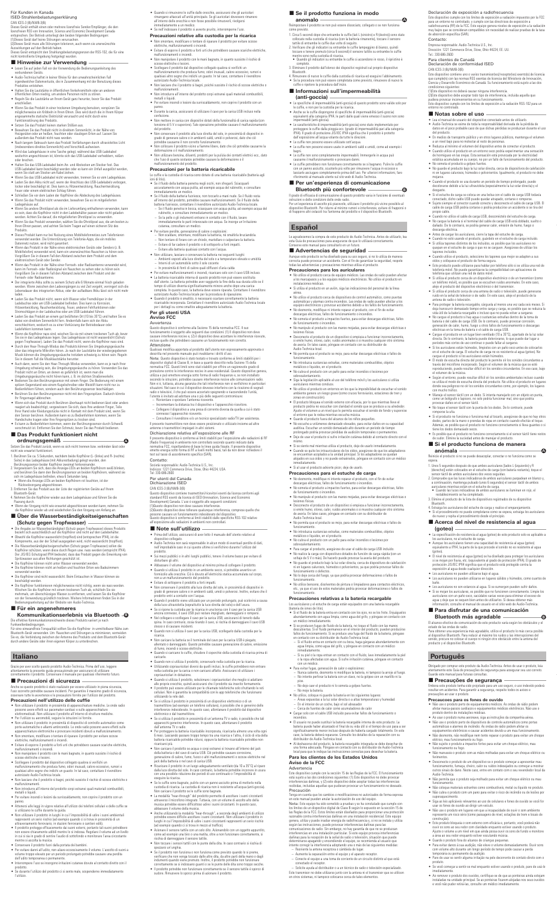Für Kunden in Kanada
ISED-Strahlenbelastungserklärung

CAN ICES-3 (B)/NMB-3(B)

Dieses Gerät enthält einen oder mehrere lizenzfreie Sender/Empfänger, die den lizenzfreien RSS von Innovation, Science and Economic Development Canada entsprechen. Der Betrieb unterliegt den beiden folgenden Bedingungen:
(1)Dieses Gerät darf keine Störungen verursachen.
(2)Dieses Gerät muss alle Störungen tolerieren, auch wenn sie unerwünschte Auswirkungen auf den Betrieb haben.
Dieses Gerät entspricht den Strahlungsbelastungsgrenzen der RSS-102, die für eine nicht kontrollierte Umgebung festgelegt wurden.

## ■ Hinweise zur Verwendung

- Lesen Sie auf jeden Fall vor der Verwendung die Bedienungsanleitung des verbundenen Geräts.
- Audio-Technica haftet in keiner Weise für den unwahrscheinlichen Fall irgendwelcher Datenverluste, die in Zusammenhang mit der Benutzung dieses Produktes entstehen.
- Halten Sie die Lautstärke in öffentlichen Verkehrsmitteln oder an anderen öffentlichen Orten niedrig, um andere Personen nicht zu stören.
- Regeln Sie die Lautstärke am Ihrem Gerät ganz herunter, bevor Sie das Produkt anschließen.
- Wenn Sie das Produkt in einer trockenen Umgebung benutzen, verspüren Sie möglicherweise ein Kribbeln in Ihren Ohren. Dies wird durch die in Ihrem Körper angesammelte statische Elektrizität verursacht und nicht durch eine Funktionsstörung des Produkts.
- Setzen Sie das Produkt keinen starken Stößen aus.
- Bewahren Sie das Produkt nicht in direktem Sonnenlicht, in der Nähe von Heizgeräten oder an heißen, feuchten oder staubigen Orten auf. Lassen Sie außerdem das Produkt nicht nass werden.
- Nach langem Gebrauch kann das Produkt Verfärbungen durch ultraviolettes Licht (insbesondere direktes Sonnenlicht) und Verschleiß aufweisen.
- Wird das Ladegehäuse in eine Tasche gelegt, während das USB-Ladekabel weiterhin angeschlossen ist, könnte sich das USB-Ladekabel verheddern, reißen oder brechen.
- Halten Sie das USB-Ladekabel beim An- und Abstecken am Stecker fest. Das USB-Ladekabel kann beschädigt werden oder es kann ein Unfall ausgelöst werden, wenn Sie statt am Stecker am Kabel ziehen.
- Wenn Sie das USB-Ladekabel nicht verwenden, trennen Sie es vom Ladegehäuse.
- Laden Sie den Akku nicht auf, wenn der Anschluss des USB-Ladekabels verbogen, locker oder beschädigt ist. Dies kann zu Hitzeentwicklung, Rauchentwicklung, Feuer oder einem elektrischen Schlag führen.
- Schließen Sie vor dem Laden der Kopfhörer die Abdeckung des Ladegehäuses.
- Wenn Sie das Produkt nicht verwenden, bewahren Sie es im mitgelieferten Ladegehäuse auf.
- Wenn Sie andere Ohrstöpsel als die im Lieferumfang enthaltenen verwenden, kann es sein, dass die Kopfhörer nicht in das Ladegehäuse passen oder nicht geladen werden. Achten Sie darauf, die mitgelieferten Ohrstöpsel zu verwenden.
- Wenn Sie das Produkt verwenden, wählen Sie Ohrstöpsel aus, die am besten zu Ihren Ohren passen, und setzen Sie diese fest auf, um einen sicheren Sitz des Produkts.
- Dieses Produkt kann nur bei Nutzung eines Mobiltelefonnetzes zum Telefonieren verwendet werden. Die Unterstützung von Telefon-Apps, die mobile Datennetz nutzen, wird nicht garantiert.
- Wenn das Produkt in der Nähe eines elektronischen Geräts oder Senders (z. B. Mobiltelefon) verwendet wird, kann es unerwünschtes Rauschen zu hören sein. Vergrößern Sie in diesem Fall den Abstand zwischen dem Produkt und dem elektronischen Gerät oder Sender.
- Wenn das Produkt in der Nähe einer Fernseh- oder Radioantenne verwendet wird, kann im Fernseh- oder Radiosignal ein Rauschen zu sehen oder zu hören sein. Vergrößern Sie in diesem Fall den Abstand zwischen dem Produkt und der Fernseh- oder Radioantenne.
- Der integrierte Akku sollte zu einem Schutz alle 6 Monate einmal frisch geladen werden. Wenne zwischen den Ladevorgängen zu viel Zeit vergeht, verringert sich die Lebensdauer des integrierten Akkus, oder der aufladbare Akku lässt sich nicht mehr laden.
- Laden Sie das Produkt nicht, wenn sich Wasser oder Fremdkörper in der Ladebuchse oder am USB-Ladekabel befinden. Dies kann zu Korrosion, Hitzeentwicklung, Rauchentwicklung, Feuer, einem Fehlfunktionen oder Stromschlägen in der Ladebuchse oder am USB-Ladekabel führen.
- Laden Sie das Produkt an einem gut belüfteten Ort (10 bis 35°C) und halten Sie es dabei von direktem Sonnenlicht fern. Andernfalls kann sich der Akku verschlechtern, wodurch es zu einer Verkürzung der Betriebsdauer oder Ladedefekten kommen kann.
- Wenn die Kopfhörer nass sind, wischen Sie sie mit einem trockenen Tuch ab, bevor Sie sie in das Ladegehäuse legen. Das Ladegehäuse ist nicht wasserdicht (Schutz gegen Tropfwasser). Laden Sie das Produkt nicht, wenn die Kopfhörer nass sind.
- Durch den Hear-Through-Modus des Produkts können Sie Umgebungsgeräusche über das integrierte Mikrofon hören, je nach der Lautstärke der Umgebung kann die Umgebungsgeräusche trotzdem schwierig zu hören sein. Regeln Sie in diesem Fall die Wiedergabelautstärke herunter.
- Auch dann, wenn Sie den Hear-Through-Modus verwenden, kann es je nach Ihrer Umgebung schwierig sein, die Umgebungsgeräusche zu hören. Verwenden Sie das Produkt nicht an Orten, an denen es gefährlich ist, wenn man die Umgebungsgeräusche nicht hören kann, z. B. im dichten Straßenverkehr.
- Bedienen Sie den Berührungssensor mit einem Finger. Die Bedienung mit einem spitzen Gegenstand wie einem Kugelschreiber oder Bleistift kann nicht nur zu Bedienfehlern führen, sondern auch den Berührungssensor beschädigen.
- Berühren Sie den Berührungssensor nicht mit den Fingerspitzen. Dadurch könnte Ihr Fingernagel abbrechen.
- Wenn sich das Produkt durch Berühren überhaupt nicht bedienen lässt oder anders reagiert als beabsichtigt, vergewissern Sie sich, dass Ihre anderen Finger, Teile Ihrer Hand oder Kleidungsstücke nicht in Kontakt mit dem Produkt sind, wenn Sie den Sensor berühren. Außerdem kann es zu Fehlfunktionen kommen, wenn Ihre Handschuhe tragen oder Ihre Fingerspitzen zu trocken sind.
- Es kann zu Bedienfehlern kommen, wenn der Berührungssensor durch Schweiß, verschmutzt ist. Entfernen Sie den Schmutz, bevor Sie das Produkt bedienen.

## ■ Das Produkt funktioniert nicht ordnungsgemäß — A

Setzen Sie das Produkt zurück, wenn es sich nicht hoemen bzw. verbinden lässt oder nicht wie erwartet funktioniert.

1. Berühren Sie ca. 5 Sekunden, nachdem beide Kopfhörer (L-(links) und R-(rechts) Seite) in das Ladegehäuse und AB-ausschaltet gelegt wurden, die Berührungssensor beider Kopfhörer zweimal hintereinander.
2. Vergewissern Sie sich, dass die Anzeige-LEDs an beiden Kopfhörern weiß blinken, und berühren Sie dann den Berührungssensor an beiden Kopfhörern, während sie sich im Ladegehäuse befinden, etwa 5 Sekunden lang.
   - Wenn die Anzeige-LEDs an beiden Kopfhörern rot leuchten, ist der Rücksetzvorgang abgeschlossen.
3. Entfernen Sie das Produkt aus der Liste der registrierten Geräte auf Ihrem Bluetooth-Gerät.
4. Nehmen Sie die Kopfhörer wieder aus dem Ladegehäuse und führen Sie die Paarung durch.
   - Wenn die Vorgang nicht wie erwartet abgeschlossen werden kann, nehmen Sie die Kopfhörer wieder auf und wiederholen Sie den Vorgang von Anfang an.

## ■ Über die Wasserbeständigkeitseigenschaften (Schutz gegen Tropfwasser)

- Die Angabe zur Wasserbeständigkeit (Schutz gegen Tropfwasser) dieses Produkts bezieht sich ausschließlich auf die Kopfhörer und nicht auf den Ladebehälter.
- Obwohl die Kopfhörer wasserdicht (tropfen) und spritzgeschützt (IPX4, ist die Komponente), aus der der Schall ausgegeben wird, nicht wasserdicht (tropfen).
- Die Wasserbeständigkeitseigenschaften (Schutz gegen Tropfwasser) sollen die Kopfhörer schützen, wenn diese durch Regen usw. nass werden (entspricht IPX4). Der JIS/IEC-Schutzgrad IPX4 bedeutet, dass das Produkt gegen die Einwirkung von Spritzwasser aus allen Richtungen geschützt ist.
- Die Kopfhörer können nicht unter Wasser verwendet werden.
- Die Kopfhörer können nicht am Ufern und feuchten Orten wie Badezimmern verwendet werden.
- Die Kopfhörer sind nicht wasserdicht. Beim Eintauchen in Wasser können sie beschädigt werden.
- Die Kopfhörer funktionieren möglicherweise nicht richtig, wenn sie nass werden. Wischen Sie die Kopfhörer mit einem trockenen Tuch ab, schütteln Sie sie mehrmals, um überschüssiges Wasser zu entfernen, und lassen Sie die Kopfhörer vor der Verwendung gründlich trocknen. Weitere Informationen finden Sie in der Bedienungsanleitung auf der Website von Audio-Technica.

## ■ Für ein angenehmeres Kommunikationserlebnis via Bluetooth — B

Die effektive Kommunikationsreichweite dieses Produkts variiert je nach Funkwellenbedingungen.
Für eine angenehmere Konnektivität sollten Sie die Kopfhörer im unmittelbarer Nähe zum Bluetooth-Gerät verwenden. Um Rauschen und Störungen zu minimieren, vermeiden Sie es, die Verbindung zwischen der Antenne des Produkts und dem Bluetooth-Gerät durch andere Geräte oder Ihren eigenen Körper zu unterbrechen.

# Italiano

Grazie per aver scelto questo prodotto Audio-Technica. Prima dell'uso, leggere attentamente la presente guida procedura per assicurarsi di utilizzare correttamente il prodotto. Conservare il manuale per qualsiasi riferimento futuro.

## ■ Precauzioni di sicurezza

Anche se questo prodotto è stato realizzato per essere utilizzato in piena sicurezza, l'uso scorretto potrebbe causare incidenti. Per garantire la massima grado di sicurezza, osservare tutte le avvertenze e le precauzioni durante l'uso del prodotto.

### Precauzioni nell'utilizzo delle cuffie

- Non utilizzare il prodotto in prossimità di apparecchiature mediche. Le onde radio possono avere effetti sui pacemaker cardiaci e sulle apparecchiature elettromedicali. Non utilizzare il prodotto all'interno di strutture mediche.
- Per l'utilizzo su aeromobili, seguire le istruzioni a bordo.
- Non utilizzare il prodotto in prossimità di dispositivi di controllo automatico come porte automatiche o allarmi antincendio. Le onde radio possono avere effetti sulle apparecchiature elettroniche e provocare incidenti dovuti a malfunzionamento.
- Non smontare, modificare o tentare di riparare il prodotto per evitare scosse elettriche, malfunzionamenti o incendi.
- Evitare di esporre il prodotto a forti urti che potrebbero causare scosse elettriche, malfunzionamenti o incendi.
- Non maneggiare il prodotto con le mani bagnate, in quanto sussiste il rischio di scosse elettriche o lesioni.
- Scollegare il prodotto dal dispositivo collegato qualora si verifichi un malfunzionamento che produca fumo, odori inusuali, calore eccessivo, rumori o qualsiasi altro segno che indichi un guasto. In tal caso, contattare il rivenditore autorizzato Audio-Technica locale.
- Non lasciar che il prodotto si bagni, poiché sussiste il rischio di scosse elettriche o malfunzionamenti.
- Non introdurre all'interno del prodotto corpi estranei quali materiali combustibili, metalli o liquidi.
- Per evitare incendi o lesioni da surriscaldamento, non coprire il prodotto con un panno.
- Attenersi alle leggi in vigore relative all'utilizzo dei telefoni cellulari e delle cuffie se si utilizzano le cuffie durante la guida.
- Non utilizzare il prodotto in luoghi in cui l'impossibilità di udire i suoni ambientali rappresenti un serio rischio (ad esempio vicino a cui in prossimità di un attraversamento ferroviario, in stazioni ferroviarie o cantieri edili).
- Il prodotto protegge efficacemente dai suoni esterni, pertanto in quei suoni potrebbero non essere chiaramente uditi mentre lo si indossa. Regolare il volume ad un livello in cui si sia in grado di sentire l'audio di sottofondo e monitorare l'area circostante mentre si ascolta la musica.
- Conservare il prodotto fuori dalla portata dei bambini.
- Per evitare danni all'udito, non alzare eccessivamente il volume. L'ascolto di suoni a volume troppo elevato per un periodo prolungato potrebbe causare una perdita dell'udito temporanea o permanente.
- Interrompere l'uso se insorgono irritazioni cutanee dovute al contatto diretto con il prodotto.
- Se durante l'utilizzo del prodotto ci si sente male, sospenderne immediatamente l'utilizzo.
- Quando si rimuovono le cuffie dalle orecchie, assicurarsi che gli auricolari rimangano attaccati all'unità principale. Se gli auricolari dovessero rimanere all'interno delle orecchie e non fosse possibile rimuoverli, rivolgersi immediatamente a un medico.
- Se nell'indossare il prodotto si avverte prurito, interromperne l'uso.

### Precauzioni relative alla custodia per la ricarica

- Non smontare, modificare o tentare di riparare il prodotto per evitare scosse elettriche, malfunzionamenti o incendi.
- Evitare di esporre il prodotto a forti urti che potrebbero causare scosse elettriche, malfunzionamenti o incendi.
- Non maneggiare il prodotto con le mani bagnate, in quanto sussiste il rischio di scosse elettriche o lesioni.
- Scollegare il prodotto dal dispositivo collegato qualora si verifichi un malfunzionamento che produca fumo, odori inusuali, calore eccessivo, rumori o qualsiasi altro segno che indichi un guasto. In tal caso, contattare il rivenditore autorizzato Audio-Technica locale.
- Non lasciare che il prodotto si bagni, poiché sussiste il rischio di scosse elettriche o malfunzionamenti.
- Non introdurre all'interno del prodotto corpi estranei quali materiali combustibili, metalli o liquidi.
- Per evitare incendi o lesioni da surriscaldamento, non coprire il prodotto con un panno.
- Durante la carica, assicurarsi di utilizzare il cavo per la carica USB incluso nella confezione.
- Non mettere in carica con dispositivi dotati della funzionalità di carica rapida (con tensione di 5 V in uscita). Ciò potrebbe causare malfunzionamenti o incendi.
- Per conservare il prodotto alla luce diretta del sole, in prossimità di dispositivi in grado di generare calore o in ambienti caldi, umidi o polverosi, dato che ciò potrebbe causare il non corretto funzionamento.
- Non collocare il prodotto vicino a fiamme libere, dato che ciò potrebbe causarne la deformazione o il malfunzionamento.
- Non utilizzare benzina, diluenti, prodotti per la pulizia dei contatti elettrici ecc., dato che l'uso di queste sostanze potrebbe causare la deformazione o il malfunzionamento del prodotto.

### Precauzioni per la batteria ricaricabile

Le cuffie e la custodia di ricarica sono dotate di una batteria ricaricabile (batteria agli ioni di litio).

- Se il fluido della batteria penetra negli occhi, non sfregarli. Sciacquarli accuratamente con acqua pulita, ad esempio acqua del rubinetto, e consultare immediatamente un medico.
- Se il fluido della batteria fuoriesce, non toccarlo a mani nude. Se il fluido resta all'interno del prodotto, potrebbe causare malfunzionamenti. Se il fluido della batteria fuoriesce, contattare il rivenditore autorizzato Audio-Technica locale.
  - Se il fluido penetra in bocca, sciacquare con acqua pulita, ad esempio acqua di rubinetto, e consultare immediatamente un medico.
  - Se la pelle o gli indumenti entrano in contatto con il fluido, lavare immediatamente la parte interessata con acqua. Se insorge un'irritazione cutanea, consultare un medico.
- Per evitare perdite, generazione di calore o esplosioni:
  - Non riscaldare, smontare, modificare la batteria, né smaltirla bruciandola.
  - Non tentare di forare con un chiodo, martellare o calpestare la batteria.
  - Evitare di far cadere il prodotto o di sottoporlo a forti impatti.
  - Evitare alla batteria qualsiasi contatto con l'acqua.
- Non utilizzare, lasciare o conservare la batteria nei seguenti luoghi:
  - Ambienti esposti alla luce diretta del sole o a temperature elevate e umidità
  - Interni di un automobile sotto il sole cocente
  - In prossimità di fonti di calore quali riflettori d'area calda
- Per evitare malfunzionamenti o incendi, ricaricare solo con il cavo USB incluso.
- La batteria ricaricabile interna di questo prodotto non può essere sostituita dall'utente. La batteria potrebbe avere seguente la fine della sua durata utile se il tempo di utilizzo diventa significativamente minore anche dopo una carica completa. In questo caso, la batteria deve essere riparata. Contattare il rivenditore autorizzato Audio-Technica locale per la procedura di riparazione.
- Quando il prodotto è smaltito, è necessario rivolgersi correttamente la batteria ricaricabile incorporata. Contattare il rivenditore autorizzato Audio-Technica locale per dettagli su come smaltire adeguatamente la batteria.

### Per gli utenti USA
### Avviso FCC

Avvertenza
Questo dispositivo è conforme alla Sezione 15 delle normative FCC. Il suo funzionamento è soggetto alle seguenti due condizioni: (1) il dispositivo non deve causare interferenze nocive, e (2) il dispositivo deve accettare le interferenze ricevute, incluse quelle che potrebbero causarne un funzionamento non corretto.
**Attenzione**
Qualsiasi modifica apportata al prodotto dall'utente non espressamente approvata o descritta nel presente manuale può invalidare i diritti d'uso.
**Nota:** Questo dispositivo è stato testato e trovato conforme ai limiti stabiliti per i dispositivi digitali di Classe B, in base a quanto descritto nella Sezione 15 della normativa FCC. Questi limiti sono stati stabiliti per offrire una ragionevole grado di protezione contro le interferenze nocive in aree residenziali. Questo dispositivo genera, utilizza e può emettere energia sotto forma di radio frequenze e, se non installato secondo le istruzioni, potrebbe causare interferenze nocive alle comunicazioni radio. Non vi è tuttavia, alcuna garanzia che tali interferenze non si verifichino in particolari situazioni. Nel caso in cui il dispositivo dovesse interferire con la ricezione di segnali radio e televisivi, ciò è può essere accertato spegnendo e riaccendendo l'unità, l'utente è invitato ad adottare una o più delle seguenti contromisure:
- Riorientare o spostare l'antenna ricevente.
- Incrementare la distanza tra il dispositivo e l'apparecchio ricevitore.
- Collegare il dispositivo a una presa di corrente diversa da quella cui è stato connesso l'apparecchio ricevente.
- Consultare il rivenditore o in tecnico specializzato radio/TV per assistenza.

Il presente trasmettitore non deve essere posizionato o utilizzato insieme ad altre antenne o trasmettitori impiegati in altri sistemi.

Dichiarazione relativa all'esposizione alle RF
Il presente dispositivo è conforme ai limiti stabiliti per l'esposizione alle radiazioni di RF (Radio Frequenza) in ambienti non controllati secondo quanto indicato dalla normativa FCC, soprattutto Il presente dispositivo è conforme ai limiti stabiliti per l'esposizione alle radiazioni di RF con livello molto bassi, tali da non dover richiedere il test sul tasso di assorbimento specifico (SAR).

Contatto:
Società responsabile: Audio-Technica U.S., Inc.
Indirizzo: 1221 Commerce Drive, Stow, Ohio 44224, USA
Tel.: 330-686-2600

Per utenti del Canada
Dichiarazione ISED

CAN ICES-3 (B)/NMB-3(B)

Questo dispositivo contiene trasmettitori/ricevitori esenti da licenza conformi agli standard RSS esenti da licenza di ISED (Innovation, Science and Economic Development) Canada. L'uso è soggetto alle seguenti condizioni:
(1)Questo dispositivo non deve causare interferenze.
(2)Questo dispositivo deve tollerare qualunque interferenza, comprese quelle che possono causare un funzionamento indesiderato del dispositivo.
Questo dispositivo è conforme ai limiti stabiliti dalle specifiche RSS-102 relative all'esposizione alle radiazioni in ambienti non controllati.

## ■ Note sull'utilizzo

- Prima dell'utilizzo, assicurarsi di aver letto il manuale dell'utente relativo al dispositivo collegato.
- Audio-Technica non sarà responsabile in alcun modo di eventuali perdite di dati, nell'improbabile caso in cui queste ultime si verifichino durante l'utilizzo del prodotto.
- Sui mezzi pubblici o in altri luoghi pubblici, tenere il volume basso per evitare di disturbare gli altri.
- Abbassare il volume del dispositivo al minimo prima di collegare il prodotto.
- Quando si utilizza il prodotto in un ambiente secco, si potrebbe avvertire un formicolio alle orecchie. Ciò è dovuto all'elettricità statica accumulata sul corpo, non a un malfunzionamento del prodotto.
- Evitare di sottoporre il prodotto a forti impatti.
- Non conservare il prodotto alla luce diretta del sole, in prossimità di dispositivi in grado di generare calore o in ambienti caldi, umidi o polverosi. Inoltre, evitare che il prodotto entri a contatto con l'acqua.
- Quando il prodotto viene utilizzato per un periodo prolungato, può scolorirsi a causa della luce ultravioletta (in particolare la luce diretta del sole) e dell'usura.
- Se si ripone la custodia per la ricarica in una borsa con il cavo per la carica USB ancora connesso, il cavo USB può restare impigliato, danneggiarsi o rompersi.
- Nel collegare o scollegare il cavo per la carica USB, assicurarsi di tenerlo dalla spina. In caso contrario, sono tirando il cavo, si rischia di danneggiare il cavo USB stesso o di causare incidenti.
- Quando non si utilizza il cavo per la carica USB, scollegarlo dalla custodia per la ricarica.
- Non caricare la batteria se il terminale del cavo per la carica USB è piegato, allentato o danneggiato. Questo potrebbe causare generazione di calore, emissione di fumo, incendi o scosse elettriche.
- Quando si caricano le cuffie, chiudere il coperchio della custodia di ricarica prima di caricarle.
- Quando non si utilizza il prodotto, conservarlo nella custodia per la ricarica in dotazione.
- Utilizzando copriauricolari diversi da quelli inclusi, le cuffie potrebbero non entrare nella custodia per la carica o non caricarsi affatto. Assicurarsi di utilizzare i copriauricolari in dotazione.
- Quando si utilizza il prodotto, selezionare i copriauricolari che meglio si adattano alle proprie orecchie, quindi assicurarsi che il prodotto sia inserito fermamente.
- Il prodotto può essere utilizzato per le chiamate telefoniche solo sfruttando la rete cellulare. Non è garantita la compatibilità con le app telefoniche che funzionano utilizzando la rete dati.
- Se si utilizza il prodotto in prossimità di un dispositivo elettronico o di un trasmettitore (ad esempio un telefono cellulare), è possibile che si generino delle interferenze indesiderate. In questo caso, allontanare il prodotto dal dispositivo elettronico o dal trasmettitore.
- Se si utilizza il prodotto in prossimità di un'antenna TV o radio, è possibile che tali apparecchi generino interferenze. In questo caso, allontanare il prodotto dall'antenna TV o radio.
- Per proteggere la batteria ricaricabile incorporata, ricaricarla almeno una volta ogni 6 mesi. Lasciando passare troppo tempo tra una ricarica e l'altra, il ciclo di vita della batteria ricaricabile potrebbe ridursi, oppure la batteria ricaricabile potrebbe non ricaricarsi più.
- Non caricare il prodotto se acqua o corpi estranei si trovano all'interno del jack della batteria o del cavo di carica USB. Ciò potrebbe causare corrosione, generazione di calore, fumo, fuoco o altri malfunzionamenti o scosse elettriche nel jack della batteria o nel cavo di carica USB.
- Ricaricare il prodotto in un luogo adeguatamente ventilato (da 10 a 35°C) al riparo dalla luce diretta del sole. In caso contrario, la batteria potrebbe incorrere in usura con una possibile riduzione dei periodi di uso continuato o l'impossibilità di eseguire la ricarica.
- Se le cuffie sono bagnate, pulirle con un panno asciutto prima di metterle nella custodia di ricarica. La custodia di ricarica non è resistente all'acqua (anti-goccia). Non caricare il prodotto se le cuffie sono bagnate.
- Anche utilizzando la modalità "hear-through", a seconda degli ambienti di utilizzo potrebbe essere difficile ascoltare i suoni circostanti. Non utilizzare il prodotto in luoghi in cui l'impossibilità di udire i suoni circostanti rappresenti un serio rischio (ad esempio quando ci si trova in mezzo al traffico).
- Azionare il sensore tattile con un dito. Azionandolo con un oggetto appuntito, come ad esempio una biro o una matita, oltre a non funzionare correttamente, si rischia di danneggiare il sensore tattile.
- Non toccare i sensori tattili con le punte delle dita. In caso contrario si rischia di spezzarsi un'unghia.
- Se il prodotto non funziona o non funziona come previsto quando lo si preme, verificare che non venga toccato dalle altre dita, da altre parti della mano o dagli indumenti quando viene premuto. Inoltre, il prodotto potrebbe non funzionare correttamente se si indossano guanti o se le punte delle dita sono troppo secche.
- Il prodotto potrebbe non funzionare correttamente se il sensore tattile è sporco di sudore. Rimuovere lo sporco prima di azionare il prodotto.

## ■ Se il prodotto funziona in modo anomalo — A

Reimpostare il prodotto se non può essere dissociato, collegato o se non funziona come previsto.

1. Circa 5 secondi dopo che entrambe le cuffie (lati L (sinistro) e R (destro)) sono state collocate nella custodia di ricarica (con la batteria rimanente), toccare il sensore tattile di entrambe le cuffie due volte di seguito.
2. Verificare che gli indicatori su entrambe le cuffie lampeggino di bianco, quindi toccare e tenere premuto (circa 5 secondi) il sensore tattile su entrambe le cuffie mentre sono nella custodia di ricarica.
   - Quando gli indicatori su entrambe le cuffie si accendono in rosso, il ripristino è completo.
3. Eliminare il prodotto dall'elenco dei dispositivi registrati sul dispositivo Bluetooth.
4. Rimuovere di nuovo le cuffie dalla custodia di ricarica ed eseguire l'abbinamento.
   - Se la procedura non può essere completata come previsto, rimuovere di nuovo le cuffie e ripetere la procedura dall'inizio.

## ■ Informazioni sull'impermeabilità (anti-goccia)

- La specifica di impermeabilità (anti-goccia) di questo prodotto sono valide solo per le cuffie, e non per la custodia per la ricarica.
- Anche se le cuffie dispongono di specifiche di impermeabilità (anti-goccia) equivalenti alla categoria IPX4, le parti dalle quali viene emesso il suono non sono impermeabili (anti-goccia).
- Le caratteristiche di impermeabilità (anti-goccia) sono state implementate per proteggere le cuffie dalla pioggia ecc. (grado di impermeabilità pari alla categoria IPX4). Il grado di protezione JIS/IEC IPX4 significa che il prodotto è protetto dall'esposizione all'acqua versata da tutte le direzioni.
- Le cuffie non possono essere utilizzate sott'acqua.
- Le cuffie non possono essere usate in ambienti caldi e umidi, come ad esempio i bagni.
- Le cuffie non sono completamente impermeabili. Immergendole in acqua può causarne i malfunzionamenti o provocare danni.
- Le cuffie potrebbero non funzionare correttamente se si bagnano. Pulire le cuffie con un panno asciutto, scuoterle più volte per rimuovere l'acqua in eccesso e lasciarle asciugare completamente prima dell'uso. Per ulteriori informazioni, fare riferimento al manuale utente sul sito web di Audio-Technica.

## ■ Per un'esperienza di comunicazione Bluetooth più confortevole — B

Il grado di efficacia di comunicazione di questo prodotto varia in funzione di eventuali ostruzioni e delle condizioni delle onde radio.
Per un'esperienza di ascolto più piacevole, utilizzare il prodotto più vicino possibile al dispositivo Bluetooth. Per ridurre al minimo rumori e interferenze, evitare di ostruire e di frapporre altri ostacoli tra l'antenna del prodotto e il dispositivo Bluetooth.

# Español

Le agradecemos la compra de este producto de Audio-Technica. Antes de utilizarlo, lea esta Guía de procedimientos para asegurarse de que lo utilizará correctamente. Conserve este manual para consultarlo en un futuro.

## ■ Advertencias de seguridad

Aunque este producto se ha diseñado para su uso seguro, si no lo utiliza de manera correcta puede provocar un accidente. Con el fin de garantizar la seguridad, respete todas las advertencias y precauciones mientras utiliza el producto.

### Precauciones para los auriculares

- No utilice el producto cerca de equipos médicos. Las ondas de radio pueden afectar a los marcapasos y a los equipos médicos electrónicos. No utilice el producto en instalaciones médicas.
- Si utiliza el producto en un avión, siga las indicaciones del personal de la línea aérea.
- No utilice el producto cerca de dispositivos de control automático, como puertas automáticas y alarmas contra incendios. Las ondas de radio pueden afectar a los equipos electrónicos y provocar accidentes debido a los fallos de funcionamiento.
- No desmonte, modifique ni intente reparar el producto, con el fin de evitar descargas eléctricas, fallos de funcionamiento o incendios.
- No someta el producto a impactos fuertes, para evitar descargas eléctricas, fallos de funcionamiento o incendios.
- No manipule el producto con las manos mojadas, para evitar descargas eléctricas o lesiones.
- Desconecte el producto de un dispositivo si empieza a funcionar incorrectamente, si emite humo, olores, calor, ruidos anormales o si muestra cualquier otro síntoma de avería. En tales casos, póngase en contacto con su distribuidor de Audio-Technica local.
- No permita que el producto se moje, para evitar descargas eléctricas o fallos de funcionamiento.
- No introduzca sustancias extrañas, como materiales combustibles, objetos metálicos o líquidos, en el producto.
- No cubra el producto con un paño para evitar incendios o lesiones por sobrecalentamiento.
- Siga la legislación aplicable al uso del teléfono móvil y los auriculares si utiliza auriculares mientras conduce.
- No utilice el producto en entornos en los que la imposibilidad de escuchar el sonido ambiente pueda entrañar graves peligros (como cerca de pasos a nivel, estaciones de tren y zonas en construcción).
- El producto bloquea el sonido externo con eficacia, por lo que mientras lleva el producto podría no escuchar con claridad el sonido que se produce a su alrededor. Ajuste el volumen a un nivel que le permita escuchar el sonido de fondo y supervise el entorno que le rodea mientras escucha música.
- Guarde el producto fuera del alcance de los niños pequeños.
- No escuche a volúmenes demasiado elevados, para evitar daños en su capacidad auditiva. Escuchar un sonido demasiado alto durante un periodo de tiempo prolongado podría provocar pérdidas de audición temporales o permanentes.
- Deje de usar el producto si sufre irritación cutánea debido al contacto directo con el mismo.
- Si no siente mal mientras utiliza el producto, deje de usarlo inmediatamente.
- Cuando se quite los intraconductores de los oídos, asegúrese de que los adaptadores se encuentran acoplados a la unidad principal. Si los adaptadores se quedan alojados en sus oídos y no puede extraerlos, póngase en contacto con un médico inmediatamente.
- Si al usar el producto advierte picor, deje de usarlo.

### Precauciones para el estuche de carga

- No desmonte, modifique ni intente reparar el producto, con el fin de evitar descargas eléctricas, fallos de funcionamiento o incendios.
- No someta el producto a impactos fuertes, para evitar descargas eléctricas, fallos de funcionamiento o incendios.
- No manipule el producto con las manos mojadas, para evitar descargas eléctricas o lesiones.
- Desconecte el producto de un dispositivo si empieza a funcionar incorrectamente, si emite humo, olores, calor, ruidos anormales o si muestra cualquier otro síntoma de avería. En tales casos, póngase en contacto con su distribuidor de Audio-Technica local.
- No permita que el producto se moje, para evitar descargas eléctricas o fallos de funcionamiento.
- No introduzca sustancias extrañas, como materiales combustibles, objetos metálicos o líquidos, en el producto.
- No cubra el producto con un paño para evitar incendios o lesiones por sobrecalentamiento.
- Para cargar el producto, asegúrese de usar el cable de carga USB incluido.
- No realice la carga con dispositivos dotados de función de carga rápida (con un voltaje de 5 V o más). De hacerlo puede provocar la avería del producto.
- No guarde el producto bajo la luz solar directa, cerca de dispositivos de calefacción ni en lugares calurosos, húmedos o polvorientos, ya que podría provocar fallos de funcionamiento o defectos.
- No lo deje cerca del fuego, ya que podría provocar deformaciones o fallos de funcionamiento.
- No utilice benceno, disolventes de pintura e limpiadores para contactos eléctricos, etc., ya que el uso de estos materiales podría provocar deformaciones o fallos de funcionamiento.

### Precauciones relativas a la batería recargable

Los auriculares y el estuche de carga están equipados con una batería recargable (batería de iones de litio).

- Si el fluido de la batería entra en contacto con los ojos, no se los frote. Enjuáguelos abundantemente con agua limpia, como agua del grifo, y póngase en contacto con un médico inmediatamente.
- Si se produce fuga de fluido de la batería, no toque el fluido con las manos descubiertas. Si el fluido permanece en el interior del producto, pueden producirse fallos de funcionamiento. Si se produce una fuga del fluido de la batería, póngase en contacto con su distribuidor de Audio-Technica local.
  - Si el fluido entra en contacto con su boca, haga gárgaras abundantemente con agua limpia, como agua del grifo, y póngase en contacto con un médico inmediatamente.
  - Si su piel o la ropa entran en contacto con el fluido, lave inmediatamente la piel o la ropa afectadas con agua. Si sufre irritación cutánea, póngase en contacto con un médico.
- Para evitar fugas, generación de calor o explosiones:
  - Nunca caliente, desmonte ni modifique la batería, ni tampoco la arroje al fuego.
  - No intente perforar la batería con un clavo, no la golpee con un martillo ni la pise.
  - No deje caer el producto ni lo someta a golpes fuertes.
  - No moje la batería.
- No utilice, coloque ni guarde la batería en los siguientes lugares:
  - Áreas expuestas a la luz solar directa o a altas temperaturas y humedad
  - En el interior de un coche, bajo el sol abrasador
  - Cerca de fuentes de calor como acumuladores de calor
- Cargue solo con el cable USB incluido para evitar fallos de funcionamiento o incendios.
- El usuario no puede sustituir la batería recargable interna de este producto. La batería podría haber alcanzado el final de su vida útil si el tiempo de uso pasa a ser significativamente menor incluso después de haberla cargado totalmente. En este caso, la batería deberá repararse. Consulte los detalles de la reparación con su distribuidor de Audio-Technica local.
- Al deshacerse del producto, la batería recargable integrada se debe desechar de una forma adecuada. Póngase en contacto con su distribuidor de Audio-Technica local para que le indique las instrucciones correctas para desechar la batería.

### Para los clientes de los Estados Unidos
### Aviso de la FCC

Advertencia
Este dispositivo cumple con la sección 15 de las Reglas de la FCC. El funcionamiento está sujeto a las dos condiciones siguientes: (1) Este dispositivo no debe de causar interferencias dañinas, y (2) este dispositivo debe aceptar todas las interferencias recibidas, incluidas aquellas que puedan provocar un funcionamiento no deseado.
Precaución
Tenga en cuenta que los cambios o modificaciones no autorizados de forma expresa en este manual pueden anular la autorización de uso del equipo.
**Nota:** Este equipo ha sido sometido a pruebas y se ha constatado que cumple con los límites de un dispositivo digital de Clase B según lo expuesto en la sección 15 de las Reglas de la FCC. Estos límites están diseñados para proporcionar una protección razonable contra interferencias dañinas en una instalación residencial. Este equipo genera, utiliza y puede emitir energía de radiofrecuencia y, si no se instala y utiliza según las instrucciones, puede provocar interferencias dañinas para las comunicaciones de radio. Sin embargo, no hay garantía de que no se produzcan interferencias en una instalación particular. Si este equipo provoca interferencias dañinas para la recepción de la señal de radio o televisión, situación que puede determinarse apagando y encendiendo el equipo, se recomienda al usuario que intente corregir la interferencia adoptando una o más de las siguientes medidas:
- Reoriente la antena receptora o cámbiela de lugar.
- Aumente la separación entre el equipo y el aparato receptor.
- Conecte el equipo a una toma de corriente de un circuito distinto al que está conectado el receptor.
- Solicite ayuda al distribuidor o a un técnico de radio o televisión especializado.

Este transmisor no debe utilizarse junto con la antena ni el transmisor que se utilicen en otros sistemas, ni tampoco colocarse cerca de tales elementos.

Declaración de exposición a radiofrecuencia
Este dispositivo cumple con los límites de exposición a radiación impuestos por la FCC para un entorno no controlado, y cumple con las directrices de exposición a radiofrecuencia (RF) de la FCC. Este equipo genera niveles de exposición a la energía RF muy bajos que se considera compatibles sin necesidad de realizar pruebas de la tasa de absorción específica (SAR).

Contacto:
Empresa responsable: Audio-Technica U.S., Inc.
Dirección: 1221 Commerce Drive, Stow, Ohio 44224, EE. UU.
Tel.: 330-686-2600

Para clientes de Canadá
Declaración de conformidad ISED

CAN ICES-3 (B)/NMB-3(B)

Este dispositivo contiene uno o varios transmisor(es)/receptor(es) exento(s) de licencia que cumple(n) con las normas RSS exentas de licencia del Ministerio de Innovación, Ciencia y Desarrollo Económico de Canadá. Su funcionamiento está sujeto a las dos condiciones siguientes:
(1)Este dispositivo no deberá causar interferencias.
(2)Este dispositivo debe aceptar todo tipo de interferencia, incluida aquellas que pueden provocar un funcionamiento no deseado.
Este dispositivo cumple con los límites de exposición a la radiación RSS-102 para un entorno no controlado.

## ■ Notas sobre el uso

- Lea el manual de usuario del dispositivo conectado antes de utilizarlo.
- Audio-Technica no tiene de toda la responsabilidad derivada de la pérdida de datos en el poco probable caso de que dichas pérdidas se produzcan durante el uso del producto.
- En medios de transporte público y en otros lugares públicos, mantenga el volumen a un nivel bajo para no molestar al resto de personas.
- Reduzca al mínimo el volumen del dispositivo antes de conectar el producto.
- Cuando utilice el producto en un entorno seco puede experimentar una sensación de hormigueo en las orejas. Esta sensación está provocada por la electricidad estática acumulada en su cuerpo, no por un fallo de funcionamiento del producto.
- No someta el producto a golpes fuertes.
- No guarde el producto bajo la luz solar directa, cerca de dispositivos de calefacción ni en lugares calurosos, húmedos o polvorientos. Igualmente, el producto no debe mojarse.
- Cuando el producto se usa durante un periodo de tiempo prolongado, puede decolorarse debido a la luz ultravioleta (especialmente la luz solar directa) y el desgaste.
- Si el estuche de carga se coloca en una bolsa con el cable de carga USB todavía conectado, dicho cable USB puede quedar atrapado, cortarse o romperse.
- Sujete siempre el conector cuando conecte y desconecte el cable de carga USB. El cable de carga USB podría cortarse o podría producirse un accidente si se tira del propio cable.
- Cuando no utilice el cable de carga USB, desconéctelo del estuche de carga.
- No cargue la batería si el terminal del cable de carga USB está doblado, suelto o dañado. De lo contrario, se podría generar calor, emisión de humo, fuego o descarga eléctrica.
- Antes de cargar los auriculares, cierre la tapa del estuche de carga.
- Cuando no esté usando el producto, guárdelo en el estuche de carga incluido.
- Si utiliza tapones distintos de los incluidos, es posible que los auriculares no encajen en el estuche de carga o que no se carguen. Asegúrese de utilizar los tapones incluidos.
- Cuando utilice el producto, seleccione los tapones que mejor se adapten a sus oídos y colóquese el producto de forma segura.
- Este producto puede utilizarse para realizar una llamada telefónica solo si se utiliza una red de telefonía móvil. No puede garantizarse la compatibilidad con aplicaciones de teléfono que utilizan una red de datos móvil.
- Si utiliza el producto cerca de un dispositivo electrónico o de un transmisor (como un teléfono móvil), es posible que se escuchen ruidos anómalos. En este caso, aleje el producto del dispositivo electrónico o del transmisor.
- Si utiliza el producto cerca de una antena de radio o televisión, es posible que se produzca ruido en la señal de televisión o de radio. En este caso, aleje el producto de la antena de radio o televisión.
- Para proteger la batería recargable, cárguela al menos una vez cada seis meses. Si transcurre demasiado tiempo entre carga y carga, es posible que se reduzca la vida útil de la batería recargable o incluso que no pueda volver a cargarse.
- No cargue el producto si hay agua u sustancias extrañas dentro de la toma de batería o del cable de carga USB. De lo contrario, puede producirse corrosión, calor, humo, fuego u otros fallos de funcionamiento o descargas eléctricas en la toma de la batería o el cable de carga USB.
- Cargue el producto en un lugar bien ventilado (10 a 35°C), apartado de la luz solar directa. De lo contrario, la batería puede deteriorarse, lo que puede dar lugar a periodos más cortos de uso continuo o puede fallar al cargarse.
- Si los auriculares están húmedos, límpielos con un paño seco antes de colocarlos en el estuche de carga. El estuche de carga no es resistente al agua (goteo). No cargue el producto si los auriculares están húmedos.
- El modo de escucha directa del producto le permite oír los sonidos circundantes a través del micrófono integrado. Según el volumen de la música que se esté reproduciendo, puede resultar difícil oír los sonidos circundantes. En ese caso, baje el volumen de la música.
- Según el entorno, puede resultar difícil oír los sonidos ambientales aunque se utilice el modo de escucha directa del producto. No utilice el producto en lugares donde sea peligroso no oír los sonidos circundantes como, por ejemplo, lugares con mucho tráfico.
- Maneje el sensor táctil con un dedo. Si intenta manejarlo con un objeto en punta, como un bolígrafo o lápicero, no solo podría funcionar mal, sino que podría provocar daños en el sensor táctil.
- No toque el sensor táctil con la punta de los dedos. De lo contrario, puede romperse la uña.
- Si el producto no funciona o funciona mal al tocarlo, asegúrese de que no hay otros dedos, partes de la mano o prendas de ropa en contacto cuando efectúe el toque. Además, es posible que el producto no funcione correctamente si lleva guantes o si tiene los dedos demasiado secos.
- Es posible que el producto no funcione correctamente si el sensor táctil tiene restos de sudor. Elimine la suciedad antes de manejar el producto.

## ■ Si el producto funciona de manera anómala — A

Reinicie el producto si no se puede desacoplar, conectar o no funciona como se espera.

1. Unos 5 segundos después de que ambos auriculares (lados L (izquierdo) y R (derecho)) estén colocados en el estuche de carga (con batería restante), toque el sensor táctil de ambos auriculares dos veces seguidas.
2. Compruebe que las luces indicadoras de ambos auriculares parpadean en blanco y, a continuación, mantenga pulsado (unos 5 segundos) el sensor táctil de ambos auriculares mientras están en el estuche de carga.
   - Cuando las luces indicadoras de ambos auriculares se iluminan en rojo, el restablecimiento se ha completado.
3. Elimine el producto de la lista de dispositivos registrados de su dispositivo Bluetooth.
4. Extraiga los auriculares del estuche de carga y realice el emparejamiento.
   - Si el procedimiento no puede completarse como se espera, extraiga los auriculares de nuevo y repita el procedimiento desde el principio.

## ■ Acerca del nivel de resistencia al agua (goteo)

- La especificación de resistencia al agua (goteo) de este producto solo se aplica a los auriculares, no al estuche de carga.
- Aunque los auriculares tienen una capacidad de resistencia al agua (goteo) equivalente a IPX4, la parte de la que procede el sonido no es resistente al agua (goteo).
- El nivel de resistencia al agua (goteo) se ha diseñado para proteger los auriculares si se mojan por lluvia, etc. (equivalente al grado de protección IPX4). El grado de protección JIS/IEC IPX4 significa que el producto está protegido contra la exposición al agua desde cualquier dirección.
- Los auriculares no pueden utilizarse bajo el agua.
- Los auriculares no pueden utilizarse en lugares cálidos y húmedos, como baños.
- Los auriculares no son estancos al agua. Si se sumergen pueden sufrir daños.
- Si se mojan los auriculares, es posible que no funcionen correctamente. Limpie los auriculares con un paño seco, sacúdalos varias veces para eliminar el exceso de agua y deje que se sequen bien antes de utilizarlos. Si desea obtener más información, consulte el manual del usuario en el sitio web de Audio-Technica.

## ■ Para disfrutar de una comunicación Bluetooth más agradable — B

El alcance efectivo de comunicación de este producto varía según los obstáculos y el estado de las ondas de radio.
Para obtener una experiencia más agradable, utilice el producto lo más cerca posible al dispositivo Bluetooth. Para reducir al mínimo los ruidos y las interrupciones del sonido, procure no colocar el cuerpo ni ningún otro obstáculo entre la antena del producto y el dispositivo Bluetooth.

# Português

Obrigado por comprar este produto da Audio-Technica. Antes de usar o produto, leia atentamente este Guia de procedimentos para assegurar para assegurar seu uso correto. Guarde este manual para futuras consultas.

## ■ Precauções de segurança

Embora este produto tenha sido projetado para um uso seguro, o uso indevido poderá resultar em acidentes. Para garantir a segurança, respeite todos os avisos e precauções ao usar o produto.

### Precauções para os fones de ouvido

- Não use o produto perto de equipamentos médicos. As ondas de rádio podem afetar marca-passos cardíacos e equipamentos médicos eletrônicos. Não use o produto dentro de instalações médicas.
- Ao usar o produto numa aeronave, siga as instruções da companhia aérea.
- Não use o produto perto de dispositivos de controle automático como portas automáticas e alarmes de incêndio. As ondas de rádio podem afetar os equipamentos eletrônicos e causar acidentes devido ao mau funcionamento.
- Não desmonte, não modifique nem tente reparar o produto para evitar choque elétrico, mau funcionamento ou fogo.
- Não sujeite o produto a impactos fortes para evitar um choque elétrico, mau funcionamento ou fogo.
- Não manuseie o produto com as mãos molhadas para evitar um choque elétrico ou ferimentos.
- Desconecte o produto de um dispositivo se o produto começar a apresentar mau funcionamento, fumaça, odor, calor, ruídos indesejados ou qualquer outro sinal de danos. Nesse caso, entre em contato com seu revendedor Audio-Technica.
- Não permita que o produto seja molhado para evitar um choque elétrico ou mau funcionamento.
- Não coloque materiais estranhos como materiais combustíveis, metal ou líquido no produto.
- Não cubra o produto com um pano para evitar fogo ou ferimentos por superaquecimento.
- Siga as leis aplicáveis ao telefone celular e fones de ouvido se você usar os fones de ouvido ao dirigir.
- Não use o produto em lugares em que a incapacidade de ouvir sons ao ambiente represente um sério perigo (por exemplo em passagens de nível, estações de trem e locais de construção).
- Este produto bloqueia o som externo com eficácia; portanto, você poderá não ouvir os sons ao seu redor com clareza enquanto estiver usando o produto. Ajuste o volume a um nível em que ainda consiga ouvir os sons de fundo e monitore a área ao seu redor enquanto estiver escutando música.
- Guarde o produto fora do alcance de crianças pequenas.
- Para evitar danos à sua audição, não eleve o volume demasiadamente. Ouvir com som volume alto durante um longo período de tempo pode causar a perda temporária ou permanente da audição.
- Pare de usar se sentir alguma irritação na pele decorrente do contato direto com o produto.
- Se você começar a sentir-se mal enquanto estiver usando o produto, pare de usá-lo imediatamente.
- Ao remover o produto dos ouvidos, certifique-se de que as pontas dos fones de ouvido estão anexadas à unidade principal. Se as pontas permanecerem em seus ouvidos e você não puder retirá-las, consulte um médico imediatamente.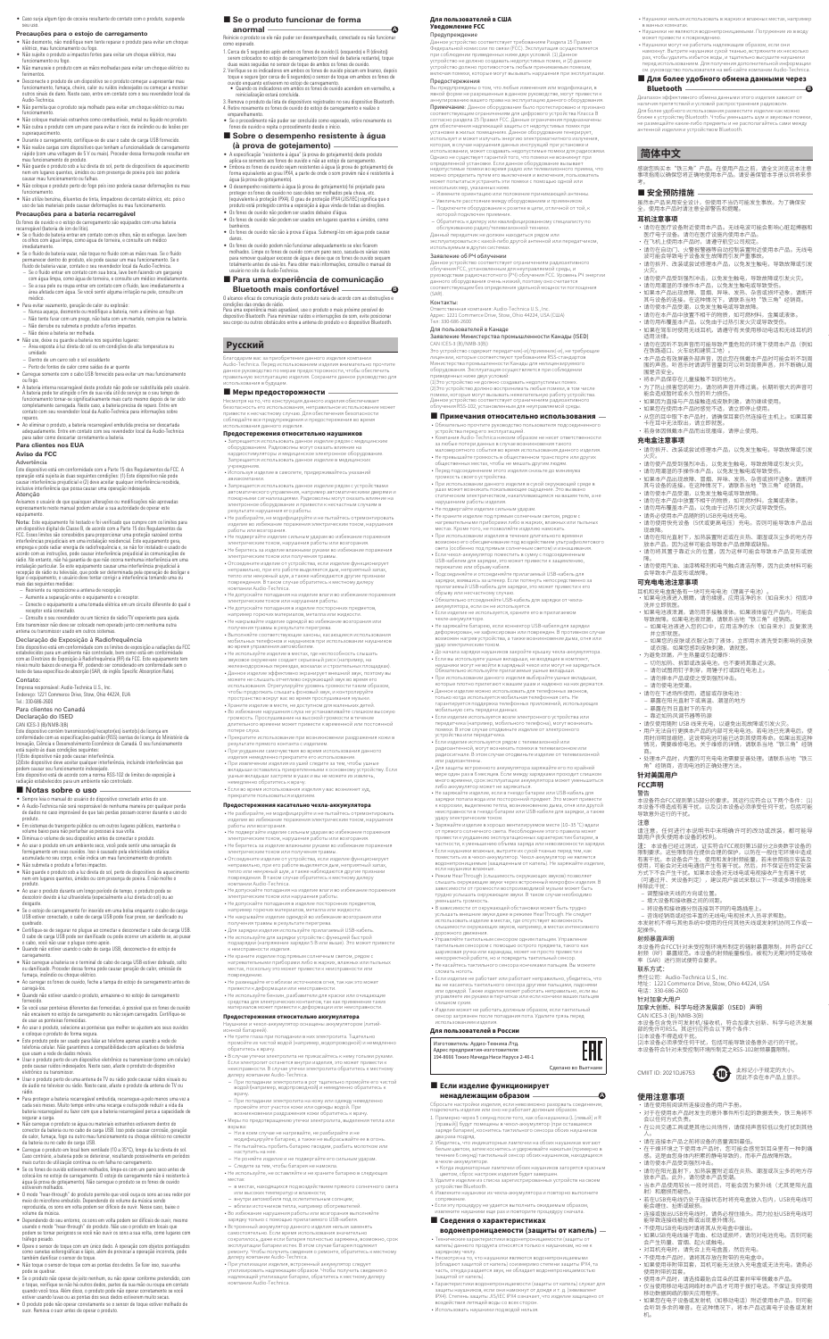- Caso saia algum tipo de coceira resultante do contato com o produto, suspenda seu uso.

**Precauções para o estojo de carregamento**

- Não desmonte, não modifique nem tente reparar o produto para evitar um choque elétrico, mau funcionamento ou fogo.
- Não sujeite o produto a impactos fortes para evitar um choque elétrico, mau funcionamento ou fogo.
- Não manuseie o produto com as mãos molhadas para evitar um choque elétrico ou ferimentos.
- Desconecte o produto de um dispositivo se o produto começar a apresentar mau funcionamento, fumaça, cheiro, calor ou ruídos inadequados ou começar a mostrar outros sinais de dano. Nestes casos, entre em contato com o seu revendedor local da Audio-Technica.
- Não permita que o produto seja molhado para evitar um choque elétrico ou mau funcionamento.
- Não coloque materiais estranhos como combustíveis, metal ou líquido no produto.
- Não cubra o produto com um pano para evitar o risco de incêndio ou de lesões por superaquecimento.
- Durante o carregamento, certifique-se de usar o cabo de carga USB fornecido.
- Não realize cargas com dispositivos que tenham a funcionalidade de carregamento rápido (com uma voltagem de 5 V ou mais). Proceder dessa forma pode resultar em mau funcionamento do produto.
- Não guarde o produto sob a luz direta do sol, perto de dispositivos de aquecimento nem em lugares quentes, úmidos ou com presença de poeira. Fazer isso poderá causar mau funcionamento ou falhas.
- Não coloque o produto perto de fogo pois isso poderia causar deformações ou mau funcionamento.
- Não utilize benzeno, diluentes de tinta, limpadores de contato elétrico, etc. pois o uso de tais materiais pode causar deformações ou mau funcionamento.

**Precauções para a bateria recarregável**

Os fones de ouvido e o estojo de carregamento são equipados com uma bateria recarregável (bateria de íon de lítio).

- Se o fluido da bateria entrar em contato com os olhos, não os esfregue. Lave bem os olhos com água limpa, como água da torneira, e consulte um médico imediatamente.
- Se o fluido da bateria vazar, não toque no fluido com as mãos nuas. Se o fluido permanecer dentro do produto, ele poderá causar um mau funcionamento. Se o fluido da bateria vazar, contate o seu revendedor local da Audio-Technica.
  - Se o fluido entrar em contato com sua boca, lave bem fazendo um gargarejo com água limpa, como água da torneira, e consulte um médico imediatamente.
  - Se a sua pele ou roupas entrarem em contato com o fluido, lave imediatamente a área afetada com água. Se você sentir alguma irritação na pele, consulte um médico.
- Para evitar vazamento, geração de calor ou explosão:
  - Nunca aqueça, desmonte ou modifique a bateria, nem a elimine ao fogo.
  - Não tente furar com um prego, não bata com um martelo, nem pise na bateria.
  - Não derrube ou submeta o produto a fortes impactos.
  - Não deixe a bateria se molhar.
- Não use, deixe ou guarde a bateria em seguintes lugares:
  - Área exposta a luz direta do sol ou em condições de alta temperatura ou umidade
  - Dentro de um carro sob o sol escaldante
  - Perto de fontes de calor como estufas ou aquecedores
- Carregue somente com o cabo USB fornecido para evitar um mau funcionamento ou fogo.
- A bateria interna recarregável deste produto não pode ser substituída pelo usuário. A bateria pode ter atingido o fim de sua vida útil de serviço se o seu tempo de funcionamento tornar-se significativamente mais curto mesmo depois de ter sido completamente carregada. Nesse caso, a bateria precisa de reparo. Entre em contato com seu revendedor local da Audio-Technica para informações sobre reparos.
- Ao eliminar o produto, a bateria recarregável embutida precisa ser descartada adequadamente. Entre em contato com seu revendedor local da Audio-Technica para saber como descartar corretamente a bateria.

## Para clientes nos EUA

### Aviso da FCC

**Advertência**

Este dispositivo está em conformidade com a Parte 15 das Regulamentos da FCC. A operação está sujeita às duas seguintes condições: (1) Este dispositivo não pode causar interferência prejudicial e (2) Este dispositivo deve aceitar qualquer interferência recebida, inclusive interferência que possa causar uma operação indesejada.

**Atenção**

Avisamos o usuário de que quaisquer alterações ou modificações não aprovadas expressamente nesta manual podem anular a sua autorização de operar este equipamento.

**Nota:** Este equipamento foi verificado que cumpre com os limites para um dispositivo digital de Classe B, de acordo com a Parte 15 dos Regulamentos da FCC. Esses limites são concebidos para proporcionar uma proteção razoável contra interferências prejudiciais em uma instalação residencial. Este equipamento gera, usa e pode irradiar energia de radiofrequência e, se não for instalado e usado de acordo com as instruções, pode causar interferência prejudicial às comunicações de rádio. No entanto, não há garantia de que não ocorra nenhuma interferência em uma instalação particular. Se este equipamento causar interferência prejudicial à recepção de rádio ou televisão, que pode ser determinada pela desligação e religação do equipamento, o usuário deve tentar corrigir a interferência tomando uma ou mais das seguintes medidas:

- Reoriente ou reposicione a antena de recepção.
- Aumente a separação entre o equipamento e o receptor.
- Conecte o equipamento a uma tomada elétrica em um circuito diferente do qual o receptor está conectado.
- Consulte o seu revendedor ou um técnico de rádio/TV experiente para ajuda.

Este transmissor não deve ser colocado nem operado junto com nenhuma outra antena ou transmissor a não ser no mesmo sistema.

**Declaração de Exposição à Radiofrequência**

Este dispositivo está em conformidade com os limites de exposição à radiações da FCC estabelecidos para um ambiente não controlado. Bem como está em conformidade com as Diretrizes de Exposição à Radiofrequência (RF) da FCC. Este equipamento tem níveis muito baixos de energia RF, podendo ser considerado em conformidade sem o teste da taxa específica de absorção (SAR, do inglês Specific Absorption Rate).

**Contato:**

Empresa responsável: Audio-Technica U.S., Inc.
Endereço: 1221 Commerce Drive, Stow, Ohio 44224, EUA
Tel.: 330-686-2600

### Para clientes no Canadá

**Declaração do ISED**

CAN ICES-3 (B)/NMB-3(B)

Este dispositivo contém transmissor(es)/receptor(es) isento(s) de licença em conformidade com as especificação-padrão (RSS) isentas de licença do Ministério da Inovação, Ciência e Desenvolvimento Econômico do Canadá. O seu funcionamento está sujeito às duas condições seguintes:
(1) Este dispositivo não pode causar interferências.
(2)Este dispositivo deve aceitar qualquer interferência, incluindo interferências que podem causar seu funcionamento indesejado.

Este dispositivo está de acordo com a norma RSS-102 de limites de exposição à radiação estabelecidos para um ambiente não controlado.

## Notas sobre o uso

- Sempre leia o manual do usuário do dispositivo conectado antes do uso.
- A Audio-Technica não será responsável de nenhuma maneira por qualquer perda de dados no caso improvável de que tais perdas possam ocorrer durante o uso do produto.
- Em sistemas de transporte público ou em outros lugares públicos, mantenha o volume baixo para não perturbar as pessoas a sua volta.
- Diminua o volume de seu dispositivo antes de conectar o produto.
- Ao usar o produto em um ambiente seco, você pode sentir uma sensação de formigamento em seus ouvidos. Isso é causado pela eletricidade estática acumulada no seu corpo, e não indica um mau funcionamento do produto.
- Não submeta o produto a fortes impactos.
- Não guarde o produto sob a luz direta do sol, perto de dispositivos de aquecimento nem em lugares quentes, úmidos ou com presença de poeira. E não molhe o produto.
- Ao usar o produto durante um longo período de tempo, o produto pode se descolorir devido à luz ultravioleta (especialmente a luz direta do sol) e ao desgaste.
- Se o estojo de carregamento for inserido em uma bolsa enquanto o cabo de carga USB estiver conectado, o cabo de carga USB pode ficar preso, ser danificado ou quebrado.
- Certifique-se de segurar no plugue ao conectar e desconectar o cabo de carga USB. O cabo de carga USB poderá ser danificado ou pode ocorrer um acidente se, ao puxar o cabo, você não segurar o plugue como apoio.
- Quando não estiver usando o cabo de carga USB, desconecte-o do estojo de carregamento.
- Não carregue a bateria se o terminal do cabo de carga USB estiver dobrado, sujo ou danificado. Proceder dessa forma pode causar curto-circuito, emissão de fumaça, incêndio ou choque elétrico.
- Ao carregar os fones de ouvido, limpe a tampa do estojo de carregamento antes de carregá-los.
- Quando não estiver usando o produto, armazene-o no estojo de carregamento fornecido.
- Se você usar periféricos diferentes dos fornecidos, é possível que os fones de ouvido não encaixem no estojo de carregamento ou não sejam carregados. Certifique-se de usar os periféricos fornecidos.
- Ao usar o produto, selecione as pontas que melhor se ajustem aos seus ouvidos e coloque o produto de forma segura.
- Este produto pode ser usado para falar ao telefone quando ligado a rede de telefonia celular. Não garantimos a compatibilidade com aplicativos de telefonia que usam a rede de dados móveis.
- Usar o produto perto de um dispositivo eletrônico ou transmissor (como um celular) pode causar ruídos indesejados. Nesse caso, afaste o produto do dispositivo eletrônico ou transmissor.
- Usar o produto perto de uma antena de TV ou rádio pode causar ruídos visuais ou sonoros na televisão ou rádio. Nesse caso, afaste o produto da antena de TV ou rádio.
- Para proteger a bateria recarregável embutida, recarregue-a pelo menos uma vez a cada seis meses. Muito tempo entre uma recarga e outra pode reduzir a vida da bateria recarregável ou fazer com que a bateria recarregável perca a capacidade de segurar a carga.
- Não carregue o produto se água ou materiais estranhos estiverem dentro do conector da bateria ou do cabo de carga USB. Isso pode causar corrosão, geração de calor, fumaça, fogo ou outro mau funcionamento ou choque elétrico na conexão da bateria ou no cabo de carga USB.
- Carregue o produto em local bem ventilado (10 a 35°C), longe da luz direta do sol. Caso contrário, a bateria pode ficar deteriorada, resultando possivelmente em períodos mais curtos de utilização contínua ou em falha no carregamento.
- Se os fones de ouvido estiverem molhados, limpe-os com um pano seco antes de colocá-los no estojo de carregamento. O estojo de carregamento não é resistente à água (prova de água/poeira). Não coloque o produto molhado no estojo de carregamento.
- O modo "hear-through" do produto permite que você ouça os sons ao seu redor por meio do microfone embutido. Dependendo do volume da música sendo reproduzida, os sons ao redor podem não ser ouvidos. Nesse caso, baixe o volume da música.
- Dependendo do seu entorno, os sons um volta podem ser difíceis de ouvir, mesmo usando o modo "hear-through" do produto. Não use o produto em locais que podem se tornar perigosos se você não ouvir os sons a sua volta, como lugares com tráfego pesado.
- Opere o sensor de toque com as pontas dos dedos. A operação com objetos pontiagudos como canetas esferográficas e lápis, além de provocar a inoperação incorreta, pode também danificar o sensor de toque.
- Não toque o sensor de toque com as pontas dos dedos. Se fizer isso, isso não pode se quebrar.
- Se o produto não operar de jeito nenhum, ou não operar conforme pretendido, com o toque, verifique se há ou outro objeto, desde que se queixe ou toque em contato quando você toca. Além disso, o produto não opera se corretamente se o sensor de toque usando luvas ou as pontas dos seus dedos estiverem muito secas.
- O produto pode não operar corretamente se o sensor de toque estiver molhado ou sujo. Remova o suor antes de usar o produto.

### ■ Se o produto funcionar de forma anormal ——— A

Reinicie o produto se ele não puder ser desempenhado, conectado ou não funcionar como esperado.

1. Cerca de 5 segundos após ambos os fones de ouvido (L (esquerdo) e R (direito)) serem colocados no estojo de carregamento (com nível de bateria restante), toque duas vezes seguidas no sensor de toque de ambos os fones de ouvido.
2. Verifique se os indicadores em ambos os fones de ouvido piscam em branco, depois toque e segure (por cerca de 8 segundos) o sensor de toque em ambos os fones de ouvido simultaneamente enquanto os indicadores piscam.
   - Quando os indicadores em ambos os fones de ouvido acenderem em vermelho, a reinicialização terá sido concluída.
3. Remova o produto da lista de dispositivos registrados no seu dispositivo Bluetooth.
4. Retire os fones de ouvido do estojo de carregamento e realize o emparelhamento.
   - Se o emparelhamento não puder ser concluído como esperado, retire novamente os fones de ouvido e repita o procedimento desde o início.

### ■ Sobre o desempenho resistente à água (à prova de gotejamento) ———

- A especificação "resistente à água" (à prova de gotejamento) deste produto aplica-se somente aos fones de ouvido e não ao estojo de carregamento.
- Embora os fones de ouvido sejam resistentes à água (à prova de gotejamento) de forma equivalente ao grau IPX4, a parte do estojo só conta com a resistência à água (à prova de gotejamento).
- O desempenho resistente à água (à prova de gotejamento) do produto não protege os fones de ouvido no caso deles ser molhados pela chuva, etc. (equivalente à proteção IPX4). O grau de proteção IPX4 (IEC60529) significa que o produto está protegido contra a exposição à água vinda de todas as direções.
- Os fones de ouvido não podem ser usados debaixo d'água.
- Os fones de ouvido não podem ser usados em lugares quentes e úmidos, como banheiros.
- Os fones de ouvido não são à prova d'água. Submergi-los em água pode causar danos.
- Os fones de ouvido podem não funcionar adequadamente se não forem molhados. Limpe os fones de ouvido com um pano seco, sacuda-os várias vezes para remover qualquer excesso de água e deixe-os secar completamente antes de usá-los. Para obter mais informações, consulte o manual do usuário no site da Audio-Technica.

### ■ Para uma experiência de comunicação Bluetooth mais confortável ——— B

O alcance eficaz da comunicação deste produto varia de acordo com as obstruções e condições das ondas de rádio.
Para uma experiência mais agradável, use o produto o mais próximo possível do dispositivo Bluetooth. Para minimizar ruídos e interrupções de som, evite posicionar seu corpo ou outros obstáculos entre a antena do produto e o dispositivo Bluetooth.

# Русский

Благодарим вас за приобретение данного изделия компании Audio-Technica. Перед использованием изделия внимательно прочтите данное руководство по мерам предосторожности, чтобы обеспечить правильную эксплуатацию изделия. Сохраните данное руководство для использования в будущем.

## ■ Меры предосторожности

Несмотря на то, что конструкция данного изделия обеспечивает безопасность его использования, неправильное использование может привести к несчастному случаю. Для обеспечения безопасности соблюдайте все предупреждения и предостережения во время использования данного изделия.

### Предостережения относительно наушников

- Запрещается использовать данное изделие рядом с медицинским оборудованием. Радиоволны могут оказать влияние на кардиостимуляторы и медицинское электронное оборудование. Запрещается использовать данное изделие в медицинских учреждениях.
- Используя наушники в самолете, придерживайтесь указаний авиакомпании.
- Запрещается использовать данное изделие рядом с устройствами автоматического управления, например автоматическими дверными и пожарными сигнализациями. Радиоволны могут повлиять на электронное оборудование и привести к несчастным случаям в результате неисправной работы.
- Не разбирайте, не модифицируйте и не пытайтесь отремонтировать изделие во избежание поражения электрическим током, нарушения работы или возгорания.
- Не подвергайте изделие сильным ударам во избежание поражения электрическим током, нарушения работы или возгорания.
- Не беритесь за изделие влажными руками во избежание поражения электрическим током или получения травмы.
- Отсоедините изделие от устройства, если изделие функционирует неправильно, при его работе выделяется дым, неприятный запах, тепло или ненужный шум, а также наблюдаются другие признаки повреждения. В таком случае обратитесь к местному дилеру компании Audio-Technica.
- Не допускайте попадания на изделие влаги во избежание поражения электрическим током или нарушения работы.
- Не допускайте попадания в изделие посторонних предметов, например горючих материалов, металла или жидкости.
- Не накрывайте изделие одеждой во избежание возгорания или получения травмы в результате перегрева.
- Выполняйте соответствующие законы, касающиеся использования мобильных телефонов и наушников при использовании наушников во время управления автомобилем.
- Не используйте изделие в местах, где не способность слышать звуковое окружение создает серьёзный риск (например, на железнодорожных переездах, вокзалах и строительных площадках).
- Данное изделие эффективно экранирует внешний звук, поэтому вы можете не слышать, что именно окружающий звук во время его использования. Окружающие условия прокатки также обращать внимание, чтобы представить сильный фоновый звук, и контролируйте пространство вокруг вас во время прослушивания музыки.
- Храните изделие в месте, не доступном для маленьких детей.
- Во избежание повреждения слуха не устанавливайте слишком высокую громкость. Прослушивание на высокой громкости в течение длительного времени может привести к временной или постоянной потере слуха.
- Прекратите использование при возникновении раздражения кожи в результате прямого контакта с изделием.
- При ощущении самочувствия во время использования данного изделия немедленно прекратите его использование.
- При извлечении изделия из ушей следите за тем, чтобы ушные вкладыши оставались прикреплёнными к основному устройству. Если ушные вкладыши застряли в ушах и вы не можете их извлечь, немедленно обратитесь к врачу.
- Если во время использования изделия в ушах возникает зуд, прекратите использование изделия.

### Предостережения касательно чехла-аккумулятора

- Не разбирайте, не модифицируйте и не пытайтесь отремонтировать изделие во избежание поражения электрическим током, нарушения работы или возгорания.
- Не подвергайте изделие сильным ударам во избежание поражения электрическим током, нарушения работы или возгорания.
- Не беритесь за изделие влажными руками во избежание поражения электрическим током или получения травмы.
- Отсоедините изделие от устройства, если изделие функционирует неправильно, при его работе выделяется дым, неприятный запах, тепло или ненужный шум, а также наблюдаются другие признаки повреждения. В таком случае обратитесь к местному дилеру компании Audio-Technica.
- Не допускайте попадания на изделие влаги во избежание поражения электрическим током или нарушения работы.
- Не допускайте попадания в изделие посторонних предметов, например горючих материалов, металла или жидкости.
- Не накрывайте изделие одеждой во избежание возгорания или получения травмы в результате перегрева.
- Для зарядки изделия используйте прилагаемый USB-кабель.
- Не используйте для зарядки устройства с функцией быстрой подзарядки (напряжение зарядки 5 В или выше). Это может привести к неисправности изделия.
- Не храните изделие под прямыми солнечными лучами, рядом с нагревательными приборами, либо в жарких, влажных или пыльных местах, поскольку это может привести к неисправности или повреждениям.
- Не размещайте его вблизи источников огня, так как это может привести к деформации или неисправности.
- Не используйте бензин, разбавители для красок или очищающие средства для электрических контактов, так как применение таких материалов может привести к деформации или неисправности.

### Предостережения относительно аккумулятора

Наушники и чехол-аккумулятор оснащены аккумулятором (литий-ионной батареей).

- При попадании жидкости аккумулятора в глаза не трите их. Тщательно промойте их чистой водой (например, водопроводной) и немедленно обратитесь к врачу.
- В случае утечки электролита не прикасайтесь к нему голыми руками. Если электролит останется внутри изделия, это может привести к неисправности. В случае утечки электролита обратитесь к местному дилеру компании Audio-Technica.
  - При попадании электролита в рот тщательно прополощите его чистой водой (например, водопроводной) и немедленно обратитесь к врачу.
  - При попадании электролита на кожу или одежду немедленно промойте этот участок кожи или одежду водой. При возникновении раздражения кожи обратитесь к врачу.
- Меры по предотвращению утечки электролита, выделения тепла или взрыва:
  - Ни в коем случае не нагревайте, не разбирайте и не модифицируйте батарею, а также не выбрасывайте ее в огонь.
  - Не пытайтесь пробить батарею гвоздем, разбить молотком или наступить на нее.
  - Не роняйте изделие и не подвергайте его сильным ударам.
  - Следите за тем, чтобы батарея не намокала.
- Не используйте, не оставляйте и не храните батарею в следующих местах:
  - в местах, находящихся под воздействием прямого солнечного света или высоких температур и влажности;
  - внутри автомобиля под солнечными лучами;
  - вблизи источников тепла, например обогревателей.
- Во избежание нарушения работы или возгорания выполняйте зарядку только с помощью прилагаемого USB-кабеля.
- Встроенный аккумулятор данного изделия нельзя заменить самостоятельно. Если время использования значительно сократилось, даже если батарея полностью заряжена, возможно, срок эксплуатации батареи истек. В этом случае батарею необходимо ремонту. Чтобы получить сведения о ремонте, обратитесь к местному дилеру компании Audio-Technica.
- При утилизации изделия, встроенный аккумулятор следует утилизировать надлежащим образом. Чтобы получить сведения о надлежащей утилизации батарей, обратитесь к местному дилеру компании Audio-Technica.

### Для пользователей в США

**Уведомление FCC**

**Предупреждение**

Данное устройство соответствует требованиям Раздела 15 Правил Федеральной комиссии по связи (FCC). Эксплуатация осуществляется при соблюдении следующих двух условий: (1) Данное устройство не должно создавать недопустимые помехи, и (2) данное устройство должно противостоять любым принимаемым помехам, включая помехи, которые могут вызывать нарушения при эксплуатации.

**Предостережение**

Вы предупреждены о том, что любые изменения или модификации, в явной форме не разрешенные в данном руководстве, могут привести к аннулированию вашего права на эксплуатацию данного оборудования.

**Примечание:** Данное оборудование было протестировано и признано соответствующим ограничениям для цифрового устройства Класса B согласно разделу 15 Правил FCC. Данные ограничения разработаны для обеспечения надлежащей защиты от недопустимых помех при установке в жилых помещениях. Данное оборудование генерирует, использует и может излучать энергию электромагнитного излучения, которое, в случае нарушения данных инструкций при установке и использовании, может вызывать недопустимые помехи для радиосвязи. Однако не существует гарантий того, что помехи не возникнут при определённой установке. Если данное оборудование вызывает недопустимые помехи во время радио- или телевизионного приема, что можно определить путем выключения и включения, пользователь может попытаться устранить эти помехи с помощью одной или нескольких мер, указанных ниже:

- Измените ориентацию или положение приемной антенны.
- Увеличьте расстояние между оборудованием и приемником.
- Подключите оборудование к розетке в цепи, отличной от той, к которой подключен приемник.
- Обратитесь к дилеру или квалифицированному специалисту по оборудованию радио/телевизионной техники.

Данный передатчик не должен находится рядом или эксплуатироваться с какой-либо другой антенной или передатчиком, используемым в другой системе.

**Заявление об РЧ облучении**

Данное устройство соответствует ограничениям радиочастотного облучения FCC, установленным для неуправляемой среды, и руководствам радиочастотного (РЧ) облучения FCC. Уровень РЧ энергии данного оборудования очень низкий, поэтому оно считается соответствующим без определения удельной мощности поглощения (SAR).

**Контакты:**

Ответственная компания: Audio-Technica U.S., Inc.
Адрес: 1221 Commerce Drive, Stow, Ohio 44224, США (США)
Тел.: 330-686-2600

### Для пользователей в Канаде

**Заявление Министерства промышленности Канады (ISED)**

CAN ICES-3 (B)/NMB-3(B)

Это устройство содержит передатчик(и)/приёмник(и), не требующие лицензии, которые соответствуют стандартам RSS стандартам Министерства промышленности Канады для нелицензируемого оборудования. Эксплуатация осуществляется при соблюдении приведенных ниже двух условий:
(1)Это устройство не должно создавать недопустимых помех.
(2)Это устройство должно воспринимать любые помехи, в том числе помехи, которые могут вызывать нежелательную работу устройства.

Данное устройство соответствует ограничениям радиочастотного облучения RSS-102, установленным для неуправляемой среды.

## ■ Примечания относительно использования

- Обязательно прочтите руководство пользователя подсоединяемого устройства перед эксплуатацией.
- Компания Audio-Technica ни в коем образом не несет ответственности за любую потерю данных в случае возникновения такого маловероятного события во время использования данного изделия.
- Не прибавляйте громкость в общественном транспорте или других общественных местах, чтобы не мешать другим людям.
- Перед подсоединением этого изделия уменьшите до минимума громкость своего устройства.
- При использовании данного изделия в сухой окружающей среде в ушах может возникать покалывание ощущение. Это вызвано статическим электричеством, накапливающимся на вашем теле, а не неисправностью изделия.
- Не подвергайте изделие сильным ударам.
- Не храните изделие под прямыми солнечными лучами, рядом с нагревательными приборами, либо в жарких, влажных или пыльных местах. Кроме того, не намокайте данное изделие.
- При использовании изделия в течение длительного времени возможно его обесцвечивание под воздействием ультрафиолетового света (особенно прямых солнечных лучей) и износа.
- Если чехол-аккумулятор поместить в сумку с подсоединенным USB-кабелем для зарядки, это может привести к зацеплению, перегибанию или обрыву кабеля.
- При подключении и отсоединении USB-кабеля для зарядки обязательно держите за штекер. Если потянуть непосредственно за прилагаемый USB-кабель для зарядки, это может привести к его обрыву или несчастному случаю.
- Обязательно отсоединяйте USB-кабель для зарядки от чехла-аккумулятора, если он не используется.
- Если наушники не используются, храните их в прилагаемом чехле-аккумуляторе.
- Не заряжайте батарею, если контакт USB-кабеля для зарядки деформирован, загрязнён или поврежден. Это может привести к короткому замыканию, выделению дыма, возгоранию или поражению электрическим током.
- До начала зарядки наушников закройте крышку чехла-аккумулятора.
- Если вы используете другие аксессуары, не входящие в комплект, наушники могут не войти в зарядный чехол или могут не заряжаться. Обязательно используйте прилагаемые аксессуары.
- Во время использования данного изделия выбирайте ушные вкладыши, которые плотно прилегают к вашим ушам и надежно на них держатся.
- Данное изделие можно использовать для телефонных звонков, только когда используется мобильная телефонная сеть. Не гарантируется поддержка телефонных приложений, использующих мобильную сеть передачи данных.
- Если изделие используется вблизи электронного устройства или передатчика (например, мобильного телефона), могут возникать помехи. В этом случае отодвиньте изделие от электронного устройства или передатчика.
- Если изделие используется рядом с телевизионной или радиоантенной, могут возникать помехи в телевизионном или радиосигнале. В этом случае отодвиньте изделие от телевизионной или радиоантенны.
- Для защиты встроенного аккумулятора заряжайте его по крайней мере один раз в 6 месяцев. Если между зарядками проходит слишком много времени, срок эксплуатации аккумулятора может уменьшиться либо аккумулятор может не заряжаться.
- Не заряжайте изделие, если внутри гнезда батареи или USB-кабель для зарядки попали вода или посторонний предмет. Это может привести к коррозии, выделению тепла, возникновению дыма, огня или другой неисправности или поражению электрическим током в соединении гнезда зарядки или USB-кабеле для зарядки.
- Заряжайте изделие в хорошо вентилируемом месте (10–35 °C) вдали от прямого солнечного света. Несоблюдение этого правила может привести к ухудшению эксплуатационных характеристик батареи, в частности, к уменьшению объема зарядки или невозможности зарядки.
- Если наушники намокли, вытрите их сухой тканью перед тем, как поместить их в чехол-аккумулятор. Чехол-аккумулятор не является водонепроницаемым (защищенным от капель). Не заряжайте изделие, если оно мокрое.
- Режим HearThrough (слышимость окружающих звуков) позволяет слышать окружающие звуки через встроенный в изделие микрофон. В зависимости от громкости воспроизводимой музыки может быть трудно слышать окружающие звуки. В таком случае необходимо уменьшить громкость.
- В зависимости от окружающей обстановки может быть трудно услышать внешние звуки даже в режиме HearThrough. Не следует использовать изделие в местах, где отсутствие возможности слышать окружающие звуки может быть опасно, например, в местах интенсивного дорожного движения.
- Управляйте сенсорным датчиком кончиками пальцев. Управление сенсорным датчиком с помощью острого предмета, такого как шариковая ручка или карандаш, может не только привести к неисправности, но и повредить сенсорный датчик.
- Не касайтесь сенсорного датчика кончиками пальцев.
- Если изделие не работает или работает неправильно, убедитесь, что вы не касаетесь сенсорного датчика другими частями тела (например, ладонью) или одеждой. Также изделие может работать неправильно, если вы управляете им руками в перчатках или если кончики пальцев слишком сухие.
- Изделие может не работать должным образом, если сенсорный датчик загрязнен или на нем попала пота. Удалите пот перед использованием изделия.

**Для пользователей в России**

| Изготовитель: Аудио-Техника Лтд<br>Адрес предприятия-изготовителя:<br>194-0041 Токио Матида-Ниси Нарусэ 2-46-1 | EAC<br>Сделано во Вьетнаме |
|---|---|

### ■ Если изделие функционирует ненадлежащим образом ——— A

Сбросьте настройки изделия, если невозможно разорвать соединение, подключить изделие или если оно работает ненадлежащим образом.

1. Примерно через 5 секунд после того, как оба наушника (L (левый) и R (правый)) будут помещены в чехол-аккумулятор (при оставшемся заряде батареи), коснитесь тактильного сенсора обоих наушников два раза подряд.
2. Убедитесь, что индикаторные лампочки на обоих наушниках мигают белым цветом, затем коснитесь и удерживайте нажатым (примерно в течение 8 секунд) тактильный сенсор обоих наушников, наблюдая мигание индикаторов.
   - Когда индикаторные лампочки обоих наушников загорятся красным цветом, сброс настроек изделия будет завершен.
3. Удалите изделие из списка зарегистрированных устройств на своем устройстве Bluetooth.
4. Извлеките наушники из чехла-аккумулятора и повторно выполните сопряжение.
   - Если сопряжение не удается выполнить ожидаемым образом, извлеките наушники еще раз и повторите процедуру сначала.

### ■ Сведения о характеристиках водонепроницаемости (защиты от капель) ———

- Технические характеристики водонепроницаемости (защиты от капель) данного продукта относятся только к наушникам, но не к зарядному чехлу.
- Несмотря на то, что наушники являются водонепроницаемыми (обладают защитой от капель) сравнимо со степенью защиты IPX4, та часть, откуда раздается звук, не обладает водонепроницаемостью (защитой от капель).
- Характеристики водонепроницаемости (защиты от капель) служат для защиты наушников, если они намокнут от дождя и т. д. (эквивалент IPX4). Степень защиты IPX4 (IEC60529) означает, что изделие защищено от воздействия летящей воды со всех сторон.
- Использовать наушники под водой нельзя.
- Наушники нельзя использовать в жарких и влажных местах, например в ванных комнатах.
- Наушники не являются водонепроницаемыми. Погружение их в воду может привести к повреждению.
- Наушники могут не работать надлежащим образом, если они намокли. Вытрите наушники сухой тканью, встряхните их несколько раз, чтобы удалить избыток воды, и тщательно высушите наушники перед использованием. Для получения дополнительной информации см. руководство пользователя на веб-сайте компании Audio-Technica.

### ■ Для более удобного обмена данными через Bluetooth ——— B

Диапазон эффективного обмена данными этого изделия зависит от наличия препятствий и условий распространения радиоволн.
Для более удобного использования размещайте изделие как можно ближе к устройству Bluetooth. Чтобы уменьшить шум и звуковые помехи, не размещайте свое тело или другие препятствия между антенной изделия и устройством Bluetooth.

# 简体中文

感谢您购买本"铁三角"产品。在使用产品之前，请全文浏览此注意事项指南以确保您可以正确使用本产品。请妥善保管本手册以供将来参考。

## ■ 安全预防措施

虽然本产品的设计确保安全，但使用不当仍可能发生事故。为了确保安全，使用本产品时请注意全部警告和提醒。

### 耳机注意事项

- 请勿在医疗器械附近使用本产品。无线电波可能会影响心脏起搏器和医疗电子设备。请勿在医疗设施内使用本产品。
- 在飞机上使用本产品时，请遵守航空公司规定。
- 请勿在自动门、火警警报器等自动控制设备附近使用本产品。无线电波可能会对电子设备产生影响并导致意外事故。
- 请勿拆开、改装或尝试修理本产品，以免发生触电、导致故障或发生火灾。
- 请勿使产品受到强烈冲击，以免发生触电、导致故障或引发火灾。
- 请勿用潮湿的手操作本产品，以免发生触电或受伤。
- 如果本产品出现故障、冒烟、异味、发热、杂音或其它损坏迹象，请断开其与设备的连接。在这种情况下，请联系当地"铁三角"经销商。
- 请勿使本产品受潮，以免发生触电或导致故障。
- 请勿在本产品中放置下列不同的物体，如可燃材料、金属或液体。
- 请勿用布覆盖本产品，以免由于过热引起火灾或受伤。
- 如果驾车时使用耳机，请遵守有关使用移动电话和耳机的当地法规。
- 请勿在因听不到声音而可能导致严重危险的环境下使用本产品（例如在铁路道口、火车站和建筑工地）。
- 本产品具有良好的隔音效果，因此您在使用本产品时可能无法清楚地听到声音。为避免在行走或其它活动中发生危险，并不要在嘈杂的环境中收听音乐，请务必注意周围的安全。
- 将本产品保存在儿童接触不到的地方。
- 为了防止损害您的听力，请勿将音量开得过高。长期听很大的声音可能会造成暂时或永久性的听力损伤。
- 如果因直接与产品接触造成皮肤刺激，请停止使用。
- 如果您在使用本产品期间感到不适，请立即停止使用。
- 从您的耳中取下本产品时，请确保耳塞仍然连接在主机上。如果耳塞卡在耳中无法取出，请立即就医。
- 若身体因佩戴本产品而出现瘙痒，请停止使用。

### 充电盒注意事项

- 请勿拆开、改装或尝试修理本产品，以免发生触电、导致故障或引发火灾。
- 请勿使产品受到强烈冲击，以免发生触电、导致故障或引发火灾。
- 请勿用潮湿的手操作本产品，以免发生触电或受伤。
- 如果本产品出现故障、冒烟、异味、发热、杂音或其它损坏迹象，请断开其与设备的连接。在这种情况下，请联系当地"铁三角"经销商。
- 请勿使本产品受潮，以免发生触电或导致故障。
- 请勿在本产品中放置下列不同的物体，如可燃材料、金属或液体。
- 请勿用布覆盖本产品，以免由于过热引起火灾或受伤。
- 充电时，请务必使用附带的USB充电线充电。
- 请勿用带快速充电功能（充电电压5V或以上）的设备充电。否则可能导致本产品出现故障。
- 请勿在阳光直射下、加热装置附近或者炎热、潮湿或灰尘多的地方存放本产品，因为这样可能会导致本产品发生故障或出现问题。
- 请勿将其置于靠近火的位置，因为这样可能会导致本产品变形或故障。
- 请勿使用苯、涂料稀释剂和电气触点清洁剂等，因为此类材料可能会导致本产品变形或故障。

### 可充电电池注意事项

耳机和充电盒配有一块可充电电池（锂离子电池）。

- 如果电池液进入眼睛，请勿揉搓眼睛。使用自来水等干净的清水充分清洗眼睛并立即就医。
- 如果电池液泄漏，请勿用手直接接触。如果液体残留在产品中，可能会导致故障。如果电池液泄漏，请联系当地"铁三角"经销商。
  - 如果电池液进入您的口中，请使用自来水等干净的清水充分漱口并立即就医。
  - 如果您的皮肤或衣服沾上电池液，请立即用清水冲洗接触该液体的皮肤或衣服。如果感觉皮肤受到刺激，请就医。
- 为避免泄漏、产生热量或爆炸：
  - 切勿加热、拆卸或改造电池，也不要将其置于火中。
  - 请勿试图用钉子刺穿，用锤子敲击或在其上踩踏。
  - 请勿使本产品坠落或受到强烈冲击。
  - 请勿使电池受潮。
- 请勿在下述场所使用、遗留或存放电池：
  - 暴露在阳光直射下或高温、潮湿的地方
  - 暴露在阳光直射的车内
  - 靠近加热炉或火炉等热源附近
- 请仅使用附带的USB充电线充电，以避免出现故障或引发火灾。
- 用户无法自行更换本产品的内置可充电电池。若电池已完全充电后，使用时间明显缩短，这说明电池可能已经达到其使用寿命。如需对其进行修理，需要维修电池。有关维修详情，请联系当地"铁三角"经销商。
- 处理本产品时，内置的可充电电池需要妥善处理。请联系当地"铁三角"经销商，咨询电池的正确处理方法。

### 针对美国用户

**FCC声明**

**警告**

本设备符合FCC规则第15部分的要求。其运行应符合以下两个条件：(1) 本设备不得造成有害干扰，以及(2) 本设备必须接受任何干扰，包括可能导致意外运行的干扰。

**注意**

请注意，任何进行未经明示许可的改动或改装，都可能导致用户丧失操作本设备的权利。

**注：**本设备已经过测试，证实符合FCC规则第15部分B类数字设备的限制要求。这些限制旨在提供合理的保护，以防止一般住宅环境中造成有害干扰。本设备会产生、使用并发射无线电频率能量，若未按照指示安装及使用，可能会对无线通信产生有害干扰。然而，并不保证在特定安装方式下不会产生干扰。若本设备确实对无线电或电视接收产生有害干扰（可通过开、关设备判定），建议用户尝试以下一项或多项措施来排除干扰：

- 调整接收天线的方向或位置。
- 增大设备和接收器之间的间距。
- 将设备和接收器分别连接至不同的电路插座上。
- 咨询经销商或经验丰富的无线电/电视技术人员寻求帮助。

本发射器不得与其他任何天线或发射器放置在同一位置或者同时运行。

**射频暴露声明**

本设备符合针对非受控环境规定的FCC辐射暴露限制，同时符合FCC射频（RF）暴露规定。本设备的射频能量极低，被视为无需对特定吸收率（SAR）进行测试便符合要求。

**联系方式：**

责任公司：Audio-Technica U.S., Inc.
地址：1221 Commerce Drive, Stow, Ohio 44224, USA
电话：330-686-2600

### 针对加拿大用户

**加拿大创新、科学与经济发展部（ISED）声明**

CAN ICES-3 (B)/NMB-3(B)

本设备包含免许可发射机/接收机，符合加拿大创新、科学与经济发展部的免许可RSS。其运行应符合以下两个条件：
(1)本设备不得造成干扰。
(2)本设备必须接受任何干扰，包括可能导致设备意外运行的干扰。

本设备符合针对非受控环境规定的RSS-102辐射暴露限制。

CM07 ID: 2021DJ8753 — 本纸记小于规定的大小，因此不会在本品上显示。

## 使用注意事项

- 请在使用前阅读所连接设备的用户手册。
- 对于在使用本产品时发生的意外事件所引起的数据丢失，铁三角公司不承担任何责任。
- 在公共交通工具或其它公共场所，请保持较低的音量以免打扰到他人。
- 请在连接本产品之前降低设备的音量。
- 在干燥环境下使用本产品时，您可能会感到耳朵有刺痛感。这是由于您身体内积累的静电造成的，而不是本产品的故障。
- 请勿使本产品受到强烈冲击。
- 请勿在阳光直射下、加热装置附近或者炎热、潮湿或灰尘多的地方存放本产品，也不要使本产品受潮。
- 长期使用本产品时，由于紫外线（尤其是直射阳光）和磨损，可能会导致本产品褪色。
- 若在USB充电线连接的情况下将充电盒放入包内，USB充电线可能会卡住、扭折或折断。
- 连接或断开USB充电线时，请务必握住插头。若直接拉扯USB充电线，可能导致USB充电线损坏或发生事故。
- 不使用USB充电线时，请将其从充电盒断开。
- 如果USB充电线端子弯曲、脏污或损坏，请勿对电池充电。否则可能会导致短路、冒烟、起火或触电。
- 为耳机充电时，请先关上充电盒的盖子。
- 如果使用的附件不同于提供的附件，耳机可能无法放入充电盒或无法充电。务必使用提供的附件。
- 使用本产品时，请选择能紧密贴合耳朵的耳塞并牢固佩戴。
- 仅在使用移动电话网络时，本产品才可用于通话。不保证支持使用移动数据网络的电话应用程序。
- 如果在电子设备或发射器（如移动电话）附近使用本产品，可能会产生不需要的噪音。在这种情况下，请将本产品远离电子设备或发射器。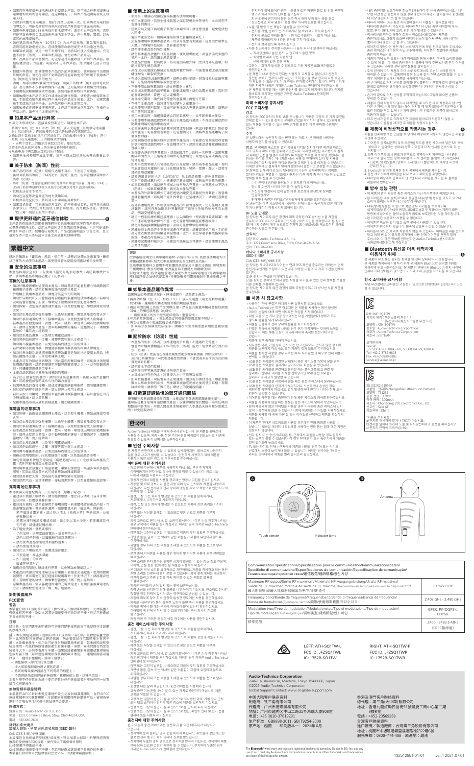## 使用上的注意事項

## ■ 如果本產品運行異常

## ■ 關於防水（防濺）性能

## ■ 提供更舒適的藍牙通信體驗

# 繁體中文

## ■ 安全的注意事項

### 耳機的注意事項

### 充電盒的注意事項

### 充電電池注意事項

### 針對美國用戶

### FCC宣告

### 無線電頻率暴露聲明

### 針對加拿大用戶

### 加拿大創新、科學與經濟發展部(ISED)聲明

CAN ICES-3 (B)/NMB-3(B)

## ■ 使用上的注意事項

## ■ 如果本產品運作異常

## ■ 關於防水（防濺）性能

## ■ 打造更舒適愉快的藍牙通訊體驗

# 한국어

## ■ 안전 주의사항

### 이어폰에 대한 주의사항

### 충전 케이스에 대한 주의사항

### 충전지에 대한 주의사항

### 미국 소비자용 공지사항

### FCC 고지사항

### 캐나다 소비자용 공지사항

### ISED 선언문

CAN ICES-3(B)/NMB-3(B)

## ■ 사용 시 참고사항

## ■ 제품이 비정상적으로 작동하는 경우

## ■ 방수 성능 관련

## ■ Bluetooth 통신을 더욱 쾌적하게 이용하기 위해

### 한국 소비자용 공지사항

R-R-JMF-SQ1TW
기기의 명칭 : 특정소출력 무선기기 (무선데이터통신시스템용 무선기기)
모델명 : ATH-SQ1TW
제조자 : Audio-Technica Corporation
제조국 : VIETNAM

고객문의
Sekai AT
127 SOPA-RO, JUNG-GU, SEOUL 04629, KOREA
Tel. +82-2-3789-9803
Fax. +82-2-3789-9802
service@sekaiat.co.kr

XU102022-21036A
제품명 : 전지(Rechargeable Lithium-ion Battery)
모델명 : 751235
공칭 전압 : 3.7Vdc
정격 용량 : 30mAh
제조자 : Chongqing VDL Electronics Co., Ltd.
수입자 : Seki AT
제조국명 : China

Touch sensor

Indicator lamp

Antenna

| Communication specifications/Spécifications pour la communication/Kommunikationsdaten/Specifiche di comunicazione/Especificaciones de comunicación/Especificações de comunicação/Технические характеристики связи/通信規格/通信规格/通訊規格/통신 사양 | |
|---|---|
| Maximum RF output/Sortie RF maximum/Maximale HF-Ausgangsleistung/Uscita RF massima/Salida de RF máxima/Potência de saída de RF máxima/Максимальная выходная мощность радиочастот/最大射頻輸出/最大無線射頻輸出功率/최대 RF 출력 | 10 mW EIRP |
| Frequency band/Bande de fréquence/Frequenzband/Banda di frequenza/Banda de frecuencia/Banda de frequências/Диапазон частот/周波数帯域/使用頻率範圍/주파수 대역 | 2.402 GHz - 2.480 GHz |
| Modulation type/Type de modulation/Modulationstyp/Tipo di modulazione/Tipo de modulación/Tipo de modulação/Тип модуляции/調制方式/調變類型/변조 방식 | GFSK, π/4DQPSK, 8DPSK |
| 頻率范圍 | 2400 - 2483.5 MHz (SRRC無線) |

LEFT: ATH-SQ1TW-L
FCC ID: JFZSQ1TWL
IC: 1752B-SQ1TWL

RIGHT: ATH-SQ1TW-R
FCC ID: JFZSQ1TWR
IC: 1752B-SQ1TWR

**Audio-Technica Corporation**
2-46-1 Nishi-naruse, Machida, Tokyo 194-8666, Japan
©2021 Audio-Technica Corporation
Global Support Contact: www.at-globalsupport.com

中国大陆客户联系资料
制造商：铁三角有限公司
代理商：广州铁三角科技有限公司
地址：广州市越秀区中山二路33号鸿佳大厦909室
电话：+86 (0)20-37619291
生产标准：GB8898-2011, GB/T9254-2008
原产地：越南　　印刷版本：2021年6月

香港及澳門客户聯絡資料
總代理：鐵三角(大中華)有限公司
地址：香港九龍觀塘鴻圖道51號凱旋工商中心第二期9樓K室
電話：+852-23569268

台灣客户聯絡資料
進口商家／製造商：台灣鐵三角股份有限公司
地址：桃園市中壢區過嶺里環北路2段322巷6號
服務專線：0800-774-488　原產地：越南

The Bluetooth® word mark and logos are registered trademarks owned by Bluetooth SIG, Inc. and any use of such marks by Audio-Technica Corporation is under license. Other trademarks and trade names are those of their respective owners.

132512851-01-01 ver.1 2021.07.01